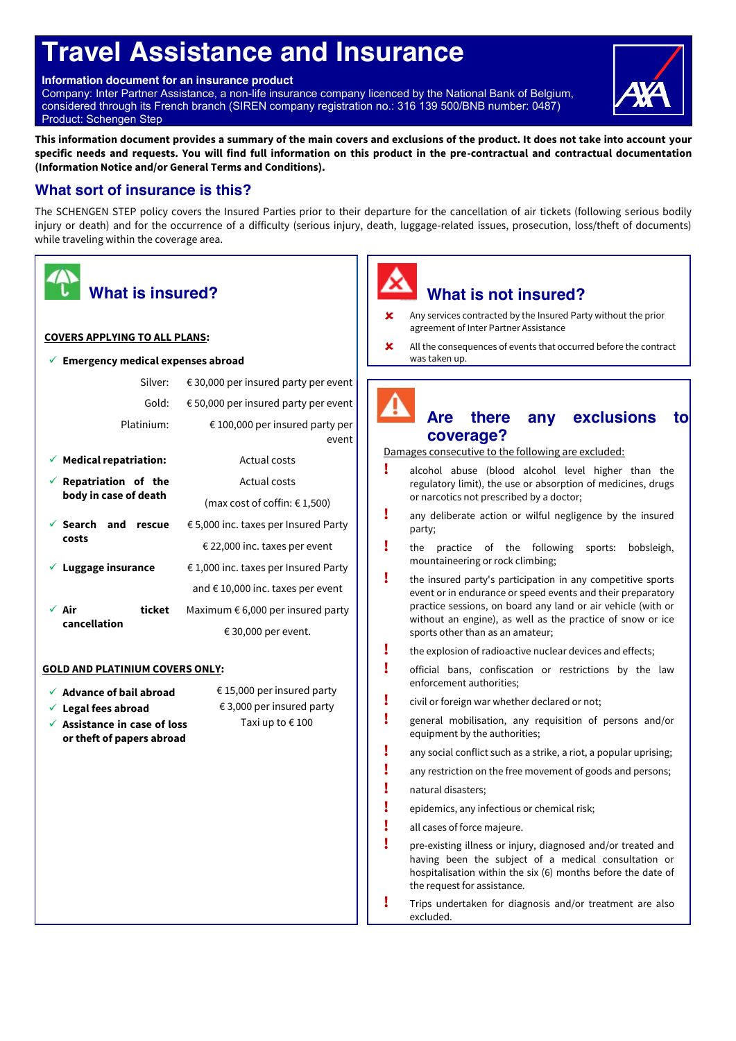# Travel Assistance and Insurance

**Information document for an insurance product**
Company: Inter Partner Assistance, a non-life insurance company licenced by the National Bank of Belgium, considered through its French branch (SIREN company registration no.: 316 139 500/BNB number: 0487)
Product: Schengen Step

**This information document provides a summary of the main covers and exclusions of the product. It does not take into account your specific needs and requests. You will find full information on this product in the pre-contractual and contractual documentation (Information Notice and/or General Terms and Conditions).**

## What sort of insurance is this?

The SCHENGEN STEP policy covers the Insured Parties prior to their departure for the cancellation of air tickets (following serious bodily injury or death) and for the occurrence of a difficulty (serious injury, death, luggage-related issues, prosecution, loss/theft of documents) while traveling within the coverage area.

## What is insured?

**COVERS APPLYING TO ALL PLANS:**

✓ **Emergency medical expenses abroad**

| | |
|---|---|
| Silver: | € 30,000 per insured party per event |
| Gold: | € 50,000 per insured party per event |
| Platinium: | € 100,000 per insured party per event |

| Cover | Limit |
|---|---|
| ✓ **Medical repatriation:** | Actual costs |
| ✓ **Repatriation of the body in case of death** | Actual costs (max cost of coffin: € 1,500) |
| ✓ **Search and rescue costs** | € 5,000 inc. taxes per Insured Party; € 22,000 inc. taxes per event |
| ✓ **Luggage insurance** | € 1,000 inc. taxes per Insured Party and € 10,000 inc. taxes per event |
| ✓ **Air ticket cancellation** | Maximum € 6,000 per insured party; € 30,000 per event. |

**GOLD AND PLATINIUM COVERS ONLY:**

| Cover | Limit |
|---|---|
| ✓ **Advance of bail abroad** | € 15,000 per insured party |
| ✓ **Legal fees abroad** | € 3,000 per insured party |
| ✓ **Assistance in case of loss or theft of papers abroad** | Taxi up to € 100 |

## What is not insured?

✘ Any services contracted by the Insured Party without the prior agreement of Inter Partner Assistance

✘ All the consequences of events that occurred before the contract was taken up.

## Are there any exclusions to coverage?

Damages consecutive to the following are excluded:

! alcohol abuse (blood alcohol level higher than the regulatory limit), the use or absorption of medicines, drugs or narcotics not prescribed by a doctor;

! any deliberate action or wilful negligence by the insured party;

! the practice of the following sports: bobsleigh, mountaineering or rock climbing;

! the insured party's participation in any competitive sports event or in endurance or speed events and their preparatory practice sessions, on board any land or air vehicle (with or without an engine), as well as the practice of snow or ice sports other than as an amateur;

! the explosion of radioactive nuclear devices and effects;

! official bans, confiscation or restrictions by the law enforcement authorities;

! civil or foreign war whether declared or not;

! general mobilisation, any requisition of persons and/or equipment by the authorities;

! any social conflict such as a strike, a riot, a popular uprising;

! any restriction on the free movement of goods and persons;

! natural disasters;

! epidemics, any infectious or chemical risk;

! all cases of force majeure.

! pre-existing illness or injury, diagnosed and/or treated and having been the subject of a medical consultation or hospitalisation within the six (6) months before the date of the request for assistance.

! Trips undertaken for diagnosis and/or treatment are also excluded.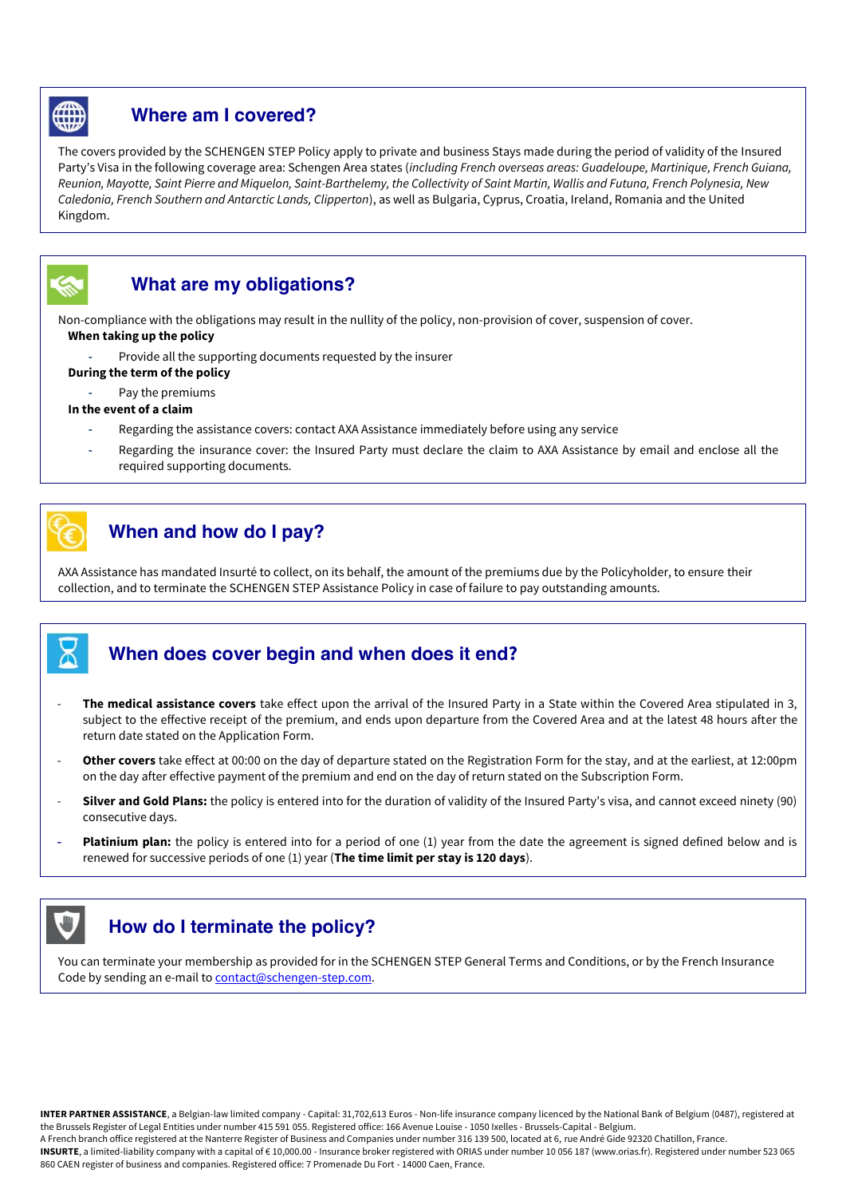## Where am I covered?

The covers provided by the SCHENGEN STEP Policy apply to private and business Stays made during the period of validity of the Insured Party's Visa in the following coverage area: Schengen Area states (*including French overseas areas: Guadeloupe, Martinique, French Guiana, Reunion, Mayotte, Saint Pierre and Miquelon, Saint-Barthelemy, the Collectivity of Saint Martin, Wallis and Futuna, French Polynesia, New Caledonia, French Southern and Antarctic Lands, Clipperton*), as well as Bulgaria, Cyprus, Croatia, Ireland, Romania and the United Kingdom.

## What are my obligations?

Non-compliance with the obligations may result in the nullity of the policy, non-provision of cover, suspension of cover.

**When taking up the policy**

- Provide all the supporting documents requested by the insurer

**During the term of the policy**

- Pay the premiums

**In the event of a claim**

- Regarding the assistance covers: contact AXA Assistance immediately before using any service
- Regarding the insurance cover: the Insured Party must declare the claim to AXA Assistance by email and enclose all the required supporting documents.

## When and how do I pay?

AXA Assistance has mandated Insurté to collect, on its behalf, the amount of the premiums due by the Policyholder, to ensure their collection, and to terminate the SCHENGEN STEP Assistance Policy in case of failure to pay outstanding amounts.

## When does cover begin and when does it end?

- **The medical assistance covers** take effect upon the arrival of the Insured Party in a State within the Covered Area stipulated in 3, subject to the effective receipt of the premium, and ends upon departure from the Covered Area and at the latest 48 hours after the return date stated on the Application Form.
- **Other covers** take effect at 00:00 on the day of departure stated on the Registration Form for the stay, and at the earliest, at 12:00pm on the day after effective payment of the premium and end on the day of return stated on the Subscription Form.
- **Silver and Gold Plans:** the policy is entered into for the duration of validity of the Insured Party's visa, and cannot exceed ninety (90) consecutive days.
- **Platinium plan:** the policy is entered into for a period of one (1) year from the date the agreement is signed defined below and is renewed for successive periods of one (1) year (**The time limit per stay is 120 days**).

## How do I terminate the policy?

You can terminate your membership as provided for in the SCHENGEN STEP General Terms and Conditions, or by the French Insurance Code by sending an e-mail to contact@schengen-step.com.

**INTER PARTNER ASSISTANCE**, a Belgian-law limited company - Capital: 31,702,613 Euros - Non-life insurance company licenced by the National Bank of Belgium (0487), registered at the Brussels Register of Legal Entities under number 415 591 055. Registered office: 166 Avenue Louise - 1050 Ixelles - Brussels-Capital - Belgium.
A French branch office registered at the Nanterre Register of Business and Companies under number 316 139 500, located at 6, rue André Gide 92320 Chatillon, France.
**INSURTE**, a limited-liability company with a capital of € 10,000.00 - Insurance broker registered with ORIAS under number 10 056 187 (www.orias.fr). Registered under number 523 065 860 CAEN register of business and companies. Registered office: 7 Promenade Du Fort - 14000 Caen, France.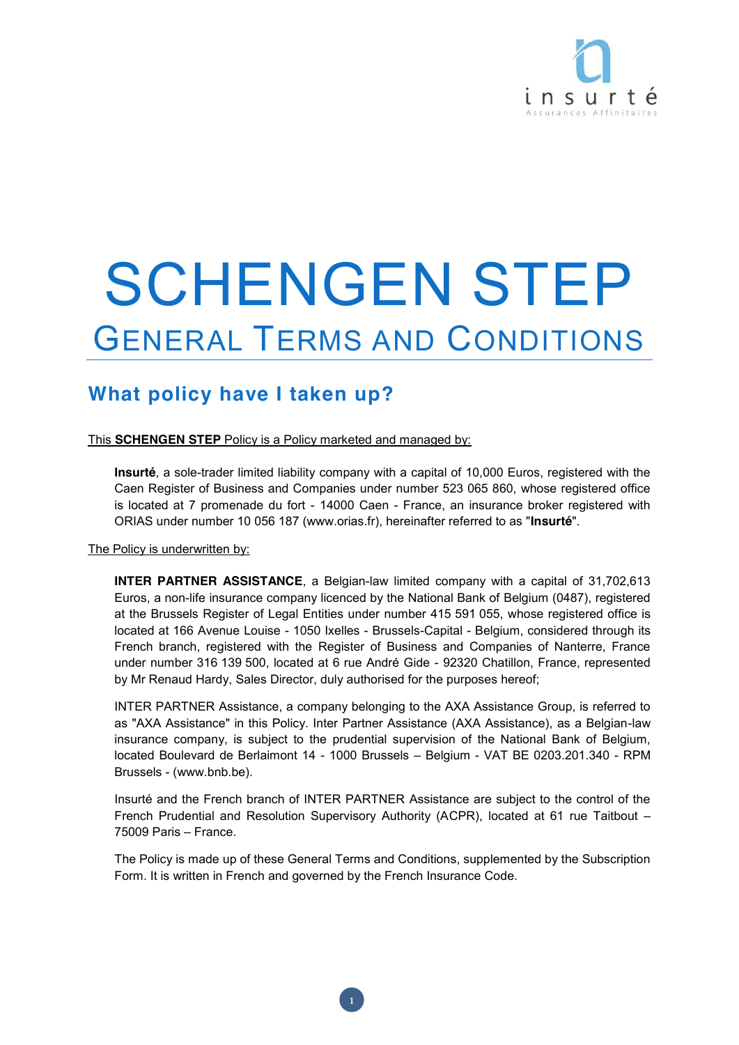# SCHENGEN STEP

## GENERAL TERMS AND CONDITIONS

## What policy have I taken up?

This **SCHENGEN STEP** Policy is a Policy marketed and managed by:

> **Insurté**, a sole-trader limited liability company with a capital of 10,000 Euros, registered with the Caen Register of Business and Companies under number 523 065 860, whose registered office is located at 7 promenade du fort - 14000 Caen - France, an insurance broker registered with ORIAS under number 10 056 187 (www.orias.fr), hereinafter referred to as "**Insurté**".

The Policy is underwritten by:

> **INTER PARTNER ASSISTANCE**, a Belgian-law limited company with a capital of 31,702,613 Euros, a non-life insurance company licenced by the National Bank of Belgium (0487), registered at the Brussels Register of Legal Entities under number 415 591 055, whose registered office is located at 166 Avenue Louise - 1050 Ixelles - Brussels-Capital - Belgium, considered through its French branch, registered with the Register of Business and Companies of Nanterre, France under number 316 139 500, located at 6 rue André Gide - 92320 Chatillon, France, represented by Mr Renaud Hardy, Sales Director, duly authorised for the purposes hereof;
>
> INTER PARTNER Assistance, a company belonging to the AXA Assistance Group, is referred to as "AXA Assistance" in this Policy. Inter Partner Assistance (AXA Assistance), as a Belgian-law insurance company, is subject to the prudential supervision of the National Bank of Belgium, located Boulevard de Berlaimont 14 - 1000 Brussels – Belgium - VAT BE 0203.201.340 - RPM Brussels - (www.bnb.be).
>
> Insurté and the French branch of INTER PARTNER Assistance are subject to the control of the French Prudential and Resolution Supervisory Authority (ACPR), located at 61 rue Taitbout – 75009 Paris – France.
>
> The Policy is made up of these General Terms and Conditions, supplemented by the Subscription Form. It is written in French and governed by the French Insurance Code.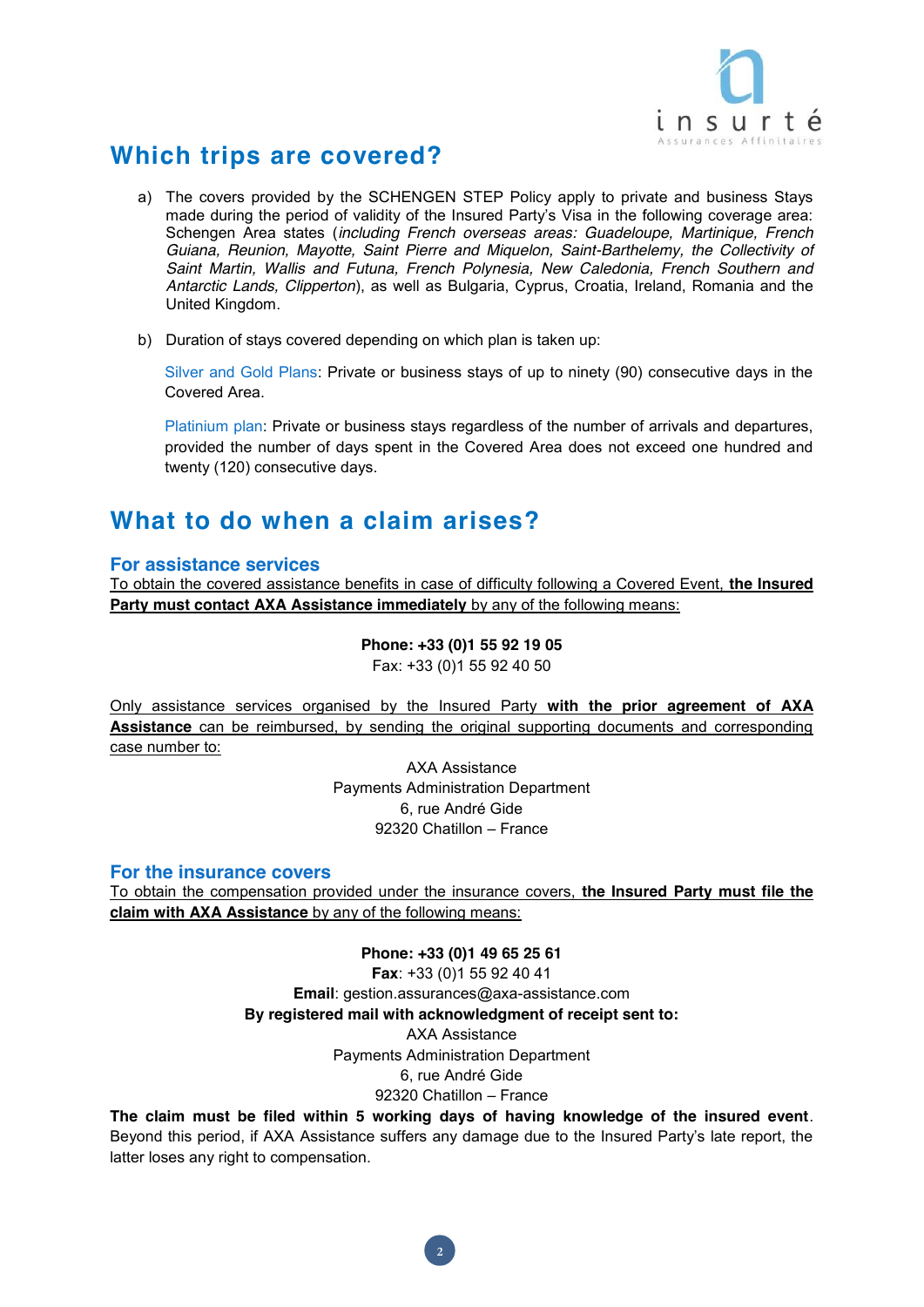## Which trips are covered?

a) The covers provided by the SCHENGEN STEP Policy apply to private and business Stays made during the period of validity of the Insured Party's Visa in the following coverage area: Schengen Area states (*including French overseas areas: Guadeloupe, Martinique, French Guiana, Reunion, Mayotte, Saint Pierre and Miquelon, Saint-Barthelemy, the Collectivity of Saint Martin, Wallis and Futuna, French Polynesia, New Caledonia, French Southern and Antarctic Lands, Clipperton*), as well as Bulgaria, Cyprus, Croatia, Ireland, Romania and the United Kingdom.

b) Duration of stays covered depending on which plan is taken up:

Silver and Gold Plans: Private or business stays of up to ninety (90) consecutive days in the Covered Area.

Platinium plan: Private or business stays regardless of the number of arrivals and departures, provided the number of days spent in the Covered Area does not exceed one hundred and twenty (120) consecutive days.

## What to do when a claim arises?

### For assistance services

To obtain the covered assistance benefits in case of difficulty following a Covered Event, **the Insured Party must contact AXA Assistance immediately** by any of the following means:

**Phone: +33 (0)1 55 92 19 05**
Fax: +33 (0)1 55 92 40 50

Only assistance services organised by the Insured Party **with the prior agreement of AXA Assistance** can be reimbursed, by sending the original supporting documents and corresponding case number to:

AXA Assistance
Payments Administration Department
6, rue André Gide
92320 Chatillon – France

### For the insurance covers

To obtain the compensation provided under the insurance covers, **the Insured Party must file the claim with AXA Assistance** by any of the following means:

**Phone: +33 (0)1 49 65 25 61**
**Fax**: +33 (0)1 55 92 40 41
**Email**: gestion.assurances@axa-assistance.com
**By registered mail with acknowledgment of receipt sent to:**
AXA Assistance
Payments Administration Department
6, rue André Gide
92320 Chatillon – France

**The claim must be filed within 5 working days of having knowledge of the insured event**. Beyond this period, if AXA Assistance suffers any damage due to the Insured Party's late report, the latter loses any right to compensation.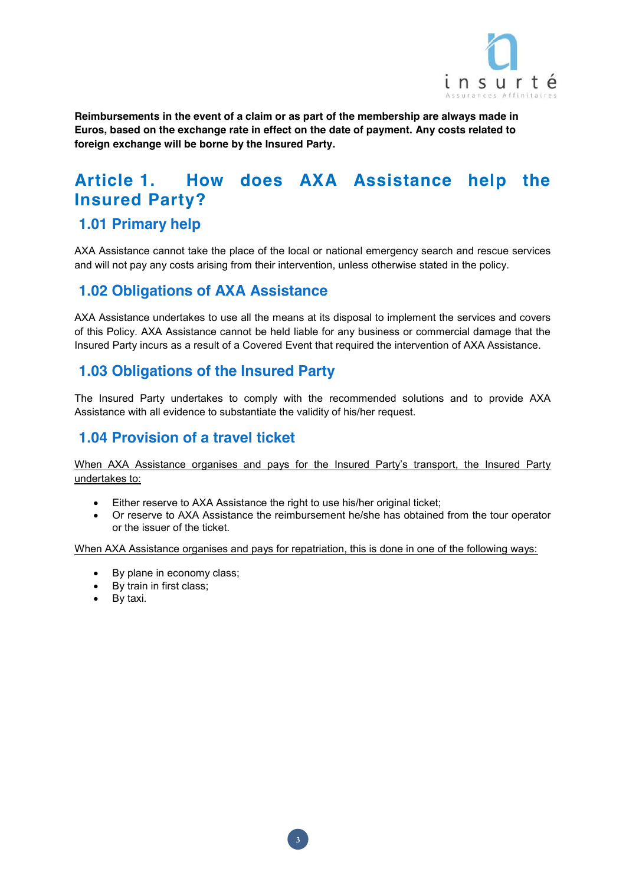**Reimbursements in the event of a claim or as part of the membership are always made in Euros, based on the exchange rate in effect on the date of payment. Any costs related to foreign exchange will be borne by the Insured Party.**

# Article 1. How does AXA Assistance help the Insured Party?

## 1.01 Primary help

AXA Assistance cannot take the place of the local or national emergency search and rescue services and will not pay any costs arising from their intervention, unless otherwise stated in the policy.

## 1.02 Obligations of AXA Assistance

AXA Assistance undertakes to use all the means at its disposal to implement the services and covers of this Policy. AXA Assistance cannot be held liable for any business or commercial damage that the Insured Party incurs as a result of a Covered Event that required the intervention of AXA Assistance.

## 1.03 Obligations of the Insured Party

The Insured Party undertakes to comply with the recommended solutions and to provide AXA Assistance with all evidence to substantiate the validity of his/her request.

## 1.04 Provision of a travel ticket

<u>When AXA Assistance organises and pays for the Insured Party's transport, the Insured Party undertakes to:</u>

- Either reserve to AXA Assistance the right to use his/her original ticket;
- Or reserve to AXA Assistance the reimbursement he/she has obtained from the tour operator or the issuer of the ticket.

<u>When AXA Assistance organises and pays for repatriation, this is done in one of the following ways:</u>

- By plane in economy class;
- By train in first class;
- By taxi.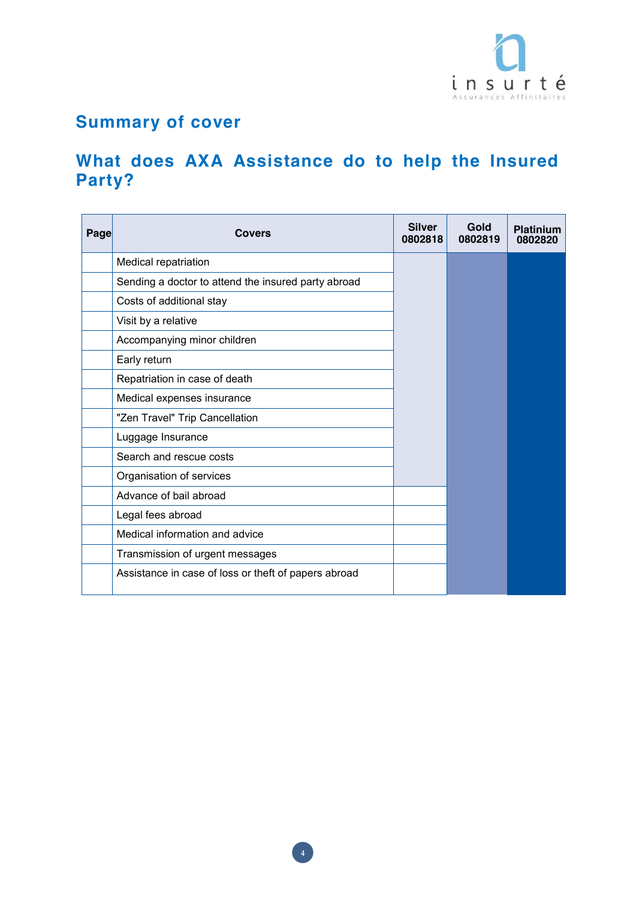## Summary of cover

## What does AXA Assistance do to help the Insured Party?

| Page | Covers | Silver 0802818 | Gold 0802819 | Platinium 0802820 |
|---|---|---|---|---|
| | Medical repatriation | | | |
| | Sending a doctor to attend the insured party abroad | | | |
| | Costs of additional stay | | | |
| | Visit by a relative | | | |
| | Accompanying minor children | | | |
| | Early return | | | |
| | Repatriation in case of death | | | |
| | Medical expenses insurance | | | |
| | "Zen Travel" Trip Cancellation | | | |
| | Luggage Insurance | | | |
| | Search and rescue costs | | | |
| | Organisation of services | | | |
| | Advance of bail abroad | | | |
| | Legal fees abroad | | | |
| | Medical information and advice | | | |
| | Transmission of urgent messages | | | |
| | Assistance in case of loss or theft of papers abroad | | | |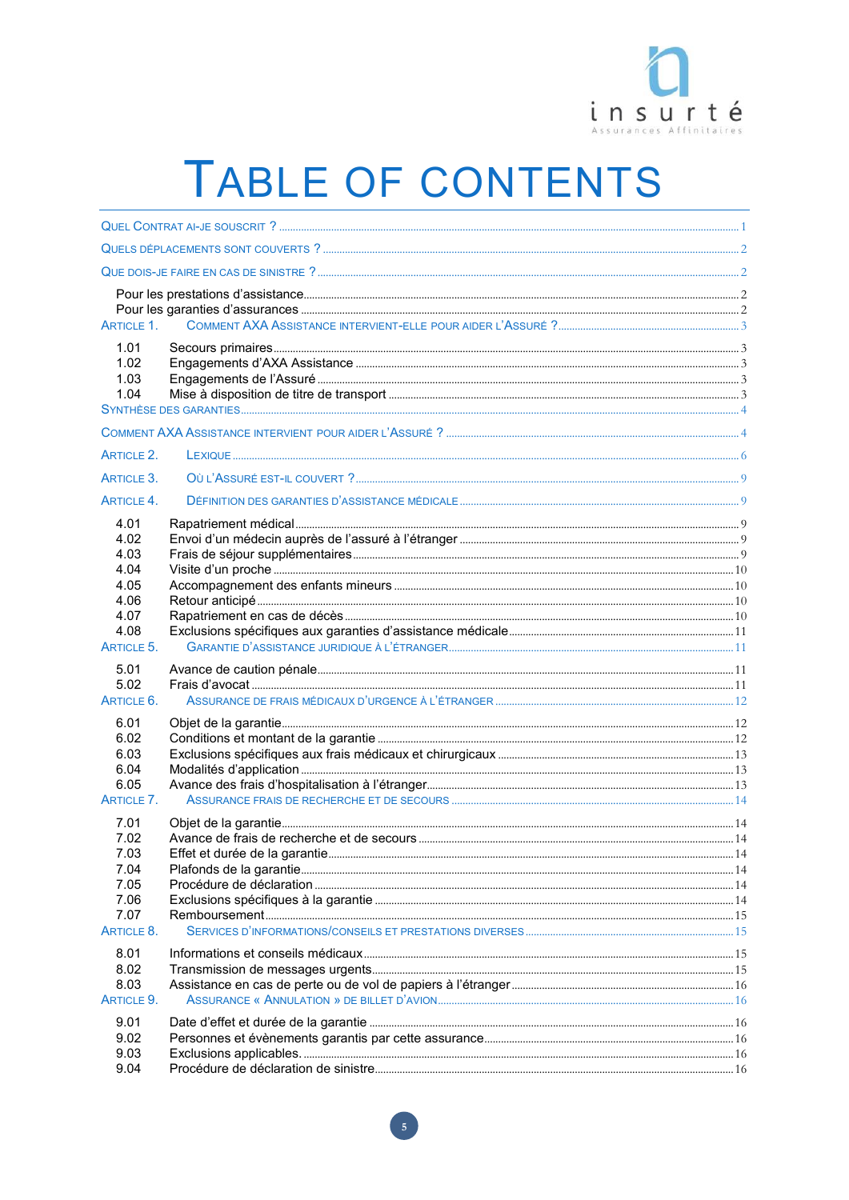# TABLE OF CONTENTS

QUEL CONTRAT AI-JE SOUSCRIT ? ..... 1

QUELS DÉPLACEMENTS SONT COUVERTS ? ..... 2

QUE DOIS-JE FAIRE EN CAS DE SINISTRE ? ..... 2

- Pour les prestations d'assistance ..... 2
- Pour les garanties d'assurances ..... 2

ARTICLE 1. COMMENT AXA ASSISTANCE INTERVIENT-ELLE POUR AIDER L'ASSURÉ ? ..... 3

- 1.01 Secours primaires ..... 3
- 1.02 Engagements d'AXA Assistance ..... 3
- 1.03 Engagements de l'Assuré ..... 3
- 1.04 Mise à disposition de titre de transport ..... 3

SYNTHÈSE DES GARANTIES ..... 4

COMMENT AXA ASSISTANCE INTERVIENT POUR AIDER L'ASSURÉ ? ..... 4

ARTICLE 2. LEXIQUE ..... 6

ARTICLE 3. OÙ L'ASSURÉ EST-IL COUVERT ? ..... 9

ARTICLE 4. DÉFINITION DES GARANTIES D'ASSISTANCE MÉDICALE ..... 9

- 4.01 Rapatriement médical ..... 9
- 4.02 Envoi d'un médecin auprès de l'assuré à l'étranger ..... 9
- 4.03 Frais de séjour supplémentaires ..... 9
- 4.04 Visite d'un proche ..... 10
- 4.05 Accompagnement des enfants mineurs ..... 10
- 4.06 Retour anticipé ..... 10
- 4.07 Rapatriement en cas de décès ..... 10
- 4.08 Exclusions spécifiques aux garanties d'assistance médicale ..... 11

ARTICLE 5. GARANTIE D'ASSISTANCE JURIDIQUE À L'ÉTRANGER ..... 11

- 5.01 Avance de caution pénale ..... 11
- 5.02 Frais d'avocat ..... 11

ARTICLE 6. ASSURANCE DE FRAIS MÉDICAUX D'URGENCE À L'ÉTRANGER ..... 12

- 6.01 Objet de la garantie ..... 12
- 6.02 Conditions et montant de la garantie ..... 12
- 6.03 Exclusions spécifiques aux frais médicaux et chirurgicaux ..... 13
- 6.04 Modalités d'application ..... 13
- 6.05 Avance des frais d'hospitalisation à l'étranger ..... 13

ARTICLE 7. ASSURANCE FRAIS DE RECHERCHE ET DE SECOURS ..... 14

- 7.01 Objet de la garantie ..... 14
- 7.02 Avance de frais de recherche et de secours ..... 14
- 7.03 Effet et durée de la garantie ..... 14
- 7.04 Plafonds de la garantie ..... 14
- 7.05 Procédure de déclaration ..... 14
- 7.06 Exclusions spécifiques à la garantie ..... 14
- 7.07 Remboursement ..... 15

ARTICLE 8. SERVICES D'INFORMATIONS/CONSEILS ET PRESTATIONS DIVERSES ..... 15

- 8.01 Informations et conseils médicaux ..... 15
- 8.02 Transmission de messages urgents ..... 15
- 8.03 Assistance en cas de perte ou de vol de papiers à l'étranger ..... 16

ARTICLE 9. ASSURANCE « ANNULATION » DE BILLET D'AVION ..... 16

- 9.01 Date d'effet et durée de la garantie ..... 16
- 9.02 Personnes et évènements garantis par cette assurance ..... 16
- 9.03 Exclusions applicables. ..... 16
- 9.04 Procédure de déclaration de sinistre ..... 16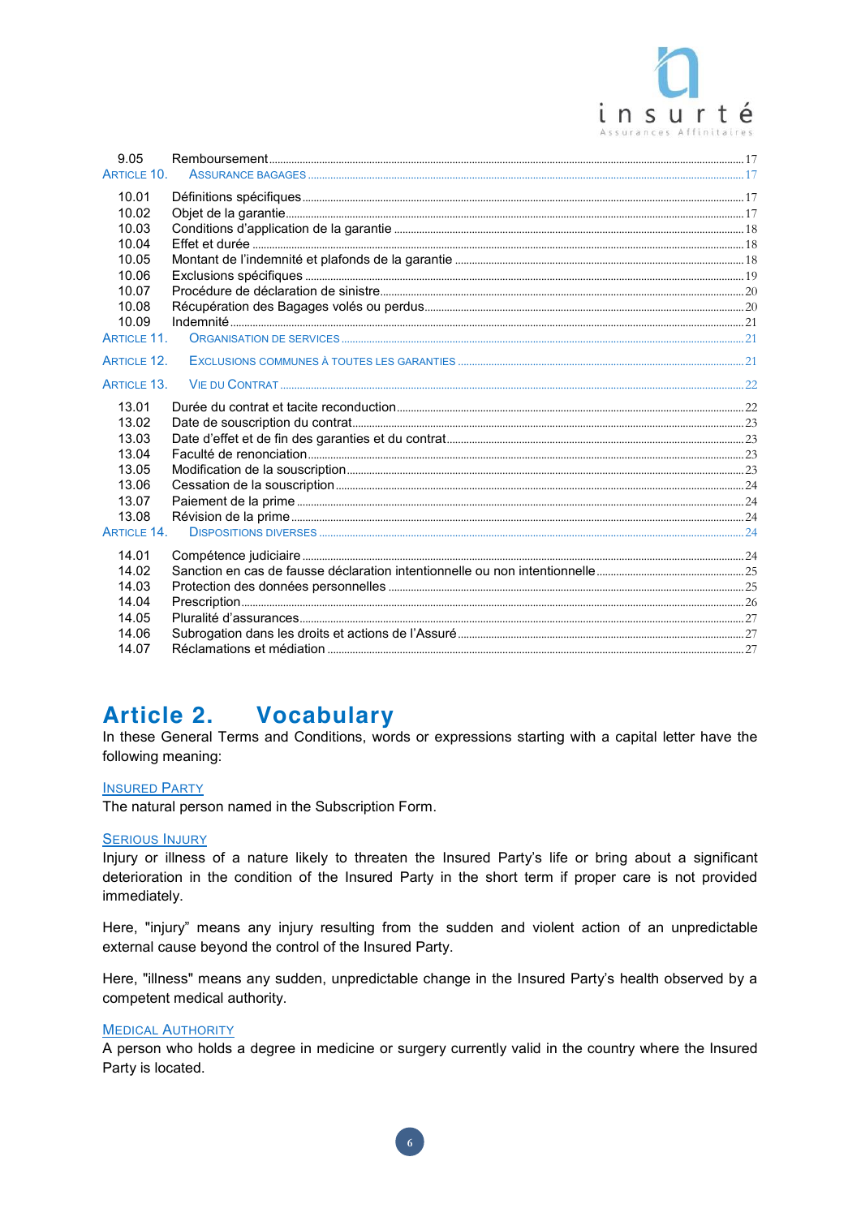| | | |
|---|---|---|
| 9.05 | Remboursement | 17 |
| ARTICLE 10. | ASSURANCE BAGAGES | 17 |
| 10.01 | Définitions spécifiques | 17 |
| 10.02 | Objet de la garantie | 17 |
| 10.03 | Conditions d'application de la garantie | 18 |
| 10.04 | Effet et durée | 18 |
| 10.05 | Montant de l'indemnité et plafonds de la garantie | 18 |
| 10.06 | Exclusions spécifiques | 19 |
| 10.07 | Procédure de déclaration de sinistre | 20 |
| 10.08 | Récupération des Bagages volés ou perdus | 20 |
| 10.09 | Indemnité | 21 |
| ARTICLE 11. | ORGANISATION DE SERVICES | 21 |
| ARTICLE 12. | EXCLUSIONS COMMUNES À TOUTES LES GARANTIES | 21 |
| ARTICLE 13. | VIE DU CONTRAT | 22 |
| 13.01 | Durée du contrat et tacite reconduction | 22 |
| 13.02 | Date de souscription du contrat | 23 |
| 13.03 | Date d'effet et de fin des garanties et du contrat | 23 |
| 13.04 | Faculté de renonciation | 23 |
| 13.05 | Modification de la souscription | 23 |
| 13.06 | Cessation de la souscription | 24 |
| 13.07 | Paiement de la prime | 24 |
| 13.08 | Révision de la prime | 24 |
| ARTICLE 14. | DISPOSITIONS DIVERSES | 24 |
| 14.01 | Compétence judiciaire | 24 |
| 14.02 | Sanction en cas de fausse déclaration intentionnelle ou non intentionnelle | 25 |
| 14.03 | Protection des données personnelles | 25 |
| 14.04 | Prescription | 26 |
| 14.05 | Pluralité d'assurances | 27 |
| 14.06 | Subrogation dans les droits et actions de l'Assuré | 27 |
| 14.07 | Réclamations et médiation | 27 |

# Article 2. Vocabulary

In these General Terms and Conditions, words or expressions starting with a capital letter have the following meaning:

**INSURED PARTY**

The natural person named in the Subscription Form.

**SERIOUS INJURY**

Injury or illness of a nature likely to threaten the Insured Party's life or bring about a significant deterioration in the condition of the Insured Party in the short term if proper care is not provided immediately.

Here, "injury" means any injury resulting from the sudden and violent action of an unpredictable external cause beyond the control of the Insured Party.

Here, "illness" means any sudden, unpredictable change in the Insured Party's health observed by a competent medical authority.

**MEDICAL AUTHORITY**

A person who holds a degree in medicine or surgery currently valid in the country where the Insured Party is located.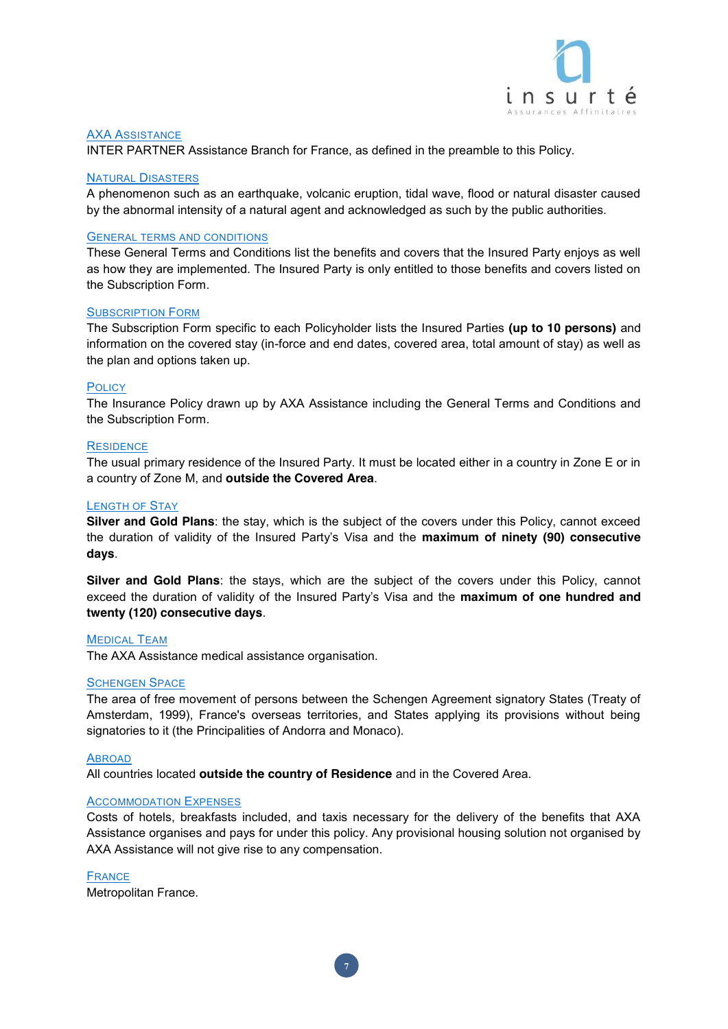### AXA ASSISTANCE

INTER PARTNER Assistance Branch for France, as defined in the preamble to this Policy.

### NATURAL DISASTERS

A phenomenon such as an earthquake, volcanic eruption, tidal wave, flood or natural disaster caused by the abnormal intensity of a natural agent and acknowledged as such by the public authorities.

### GENERAL TERMS AND CONDITIONS

These General Terms and Conditions list the benefits and covers that the Insured Party enjoys as well as how they are implemented. The Insured Party is only entitled to those benefits and covers listed on the Subscription Form.

### SUBSCRIPTION FORM

The Subscription Form specific to each Policyholder lists the Insured Parties **(up to 10 persons)** and information on the covered stay (in-force and end dates, covered area, total amount of stay) as well as the plan and options taken up.

### POLICY

The Insurance Policy drawn up by AXA Assistance including the General Terms and Conditions and the Subscription Form.

### RESIDENCE

The usual primary residence of the Insured Party. It must be located either in a country in Zone E or in a country of Zone M, and **outside the Covered Area**.

### LENGTH OF STAY

**Silver and Gold Plans**: the stay, which is the subject of the covers under this Policy, cannot exceed the duration of validity of the Insured Party's Visa and the **maximum of ninety (90) consecutive days**.

**Silver and Gold Plans**: the stays, which are the subject of the covers under this Policy, cannot exceed the duration of validity of the Insured Party's Visa and the **maximum of one hundred and twenty (120) consecutive days**.

### MEDICAL TEAM

The AXA Assistance medical assistance organisation.

### SCHENGEN SPACE

The area of free movement of persons between the Schengen Agreement signatory States (Treaty of Amsterdam, 1999), France's overseas territories, and States applying its provisions without being signatories to it (the Principalities of Andorra and Monaco).

### ABROAD

All countries located **outside the country of Residence** and in the Covered Area.

### ACCOMMODATION EXPENSES

Costs of hotels, breakfasts included, and taxis necessary for the delivery of the benefits that AXA Assistance organises and pays for under this policy. Any provisional housing solution not organised by AXA Assistance will not give rise to any compensation.

### FRANCE

Metropolitan France.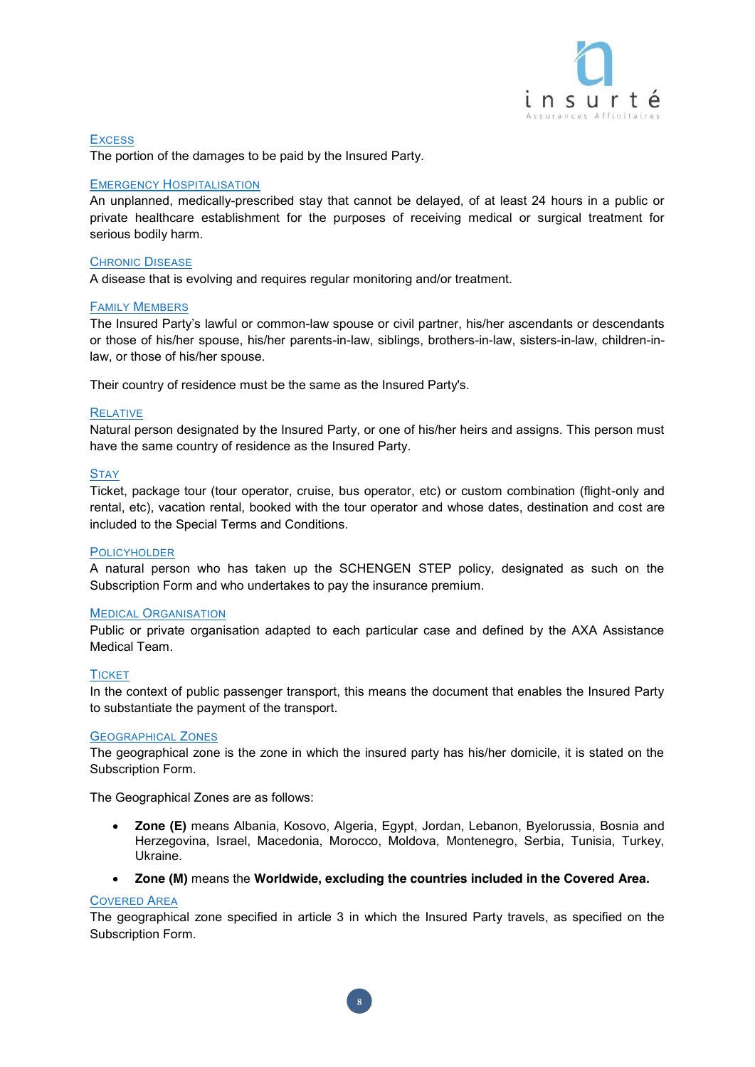### Excess

The portion of the damages to be paid by the Insured Party.

### Emergency Hospitalisation

An unplanned, medically-prescribed stay that cannot be delayed, of at least 24 hours in a public or private healthcare establishment for the purposes of receiving medical or surgical treatment for serious bodily harm.

### Chronic Disease

A disease that is evolving and requires regular monitoring and/or treatment.

### Family Members

The Insured Party's lawful or common-law spouse or civil partner, his/her ascendants or descendants or those of his/her spouse, his/her parents-in-law, siblings, brothers-in-law, sisters-in-law, children-in-law, or those of his/her spouse.

Their country of residence must be the same as the Insured Party's.

### Relative

Natural person designated by the Insured Party, or one of his/her heirs and assigns. This person must have the same country of residence as the Insured Party.

### Stay

Ticket, package tour (tour operator, cruise, bus operator, etc) or custom combination (flight-only and rental, etc), vacation rental, booked with the tour operator and whose dates, destination and cost are included to the Special Terms and Conditions.

### Policyholder

A natural person who has taken up the SCHENGEN STEP policy, designated as such on the Subscription Form and who undertakes to pay the insurance premium.

### Medical Organisation

Public or private organisation adapted to each particular case and defined by the AXA Assistance Medical Team.

### Ticket

In the context of public passenger transport, this means the document that enables the Insured Party to substantiate the payment of the transport.

### Geographical Zones

The geographical zone is the zone in which the insured party has his/her domicile, it is stated on the Subscription Form.

The Geographical Zones are as follows:

- **Zone (E)** means Albania, Kosovo, Algeria, Egypt, Jordan, Lebanon, Byelorussia, Bosnia and Herzegovina, Israel, Macedonia, Morocco, Moldova, Montenegro, Serbia, Tunisia, Turkey, Ukraine.
- **Zone (M)** means the **Worldwide, excluding the countries included in the Covered Area.**

### Covered Area

The geographical zone specified in article 3 in which the Insured Party travels, as specified on the Subscription Form.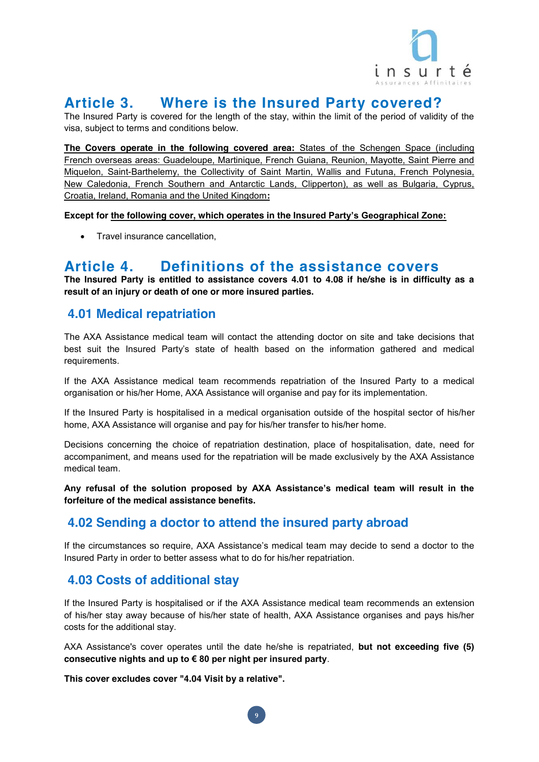## Article 3. Where is the Insured Party covered?

The Insured Party is covered for the length of the stay, within the limit of the period of validity of the visa, subject to terms and conditions below.

**The Covers operate in the following covered area:** States of the Schengen Space (including French overseas areas: Guadeloupe, Martinique, French Guiana, Reunion, Mayotte, Saint Pierre and Miquelon, Saint-Barthelemy, the Collectivity of Saint Martin, Wallis and Futuna, French Polynesia, New Caledonia, French Southern and Antarctic Lands, Clipperton), as well as Bulgaria, Cyprus, Croatia, Ireland, Romania and the United Kingdom**:**

**Except for the following cover, which operates in the Insured Party's Geographical Zone:**

- Travel insurance cancellation,

## Article 4. Definitions of the assistance covers

**The Insured Party is entitled to assistance covers 4.01 to 4.08 if he/she is in difficulty as a result of an injury or death of one or more insured parties.**

### 4.01 Medical repatriation

The AXA Assistance medical team will contact the attending doctor on site and take decisions that best suit the Insured Party's state of health based on the information gathered and medical requirements.

If the AXA Assistance medical team recommends repatriation of the Insured Party to a medical organisation or his/her Home, AXA Assistance will organise and pay for its implementation.

If the Insured Party is hospitalised in a medical organisation outside of the hospital sector of his/her home, AXA Assistance will organise and pay for his/her transfer to his/her home.

Decisions concerning the choice of repatriation destination, place of hospitalisation, date, need for accompaniment, and means used for the repatriation will be made exclusively by the AXA Assistance medical team.

**Any refusal of the solution proposed by AXA Assistance's medical team will result in the forfeiture of the medical assistance benefits.**

### 4.02 Sending a doctor to attend the insured party abroad

If the circumstances so require, AXA Assistance's medical team may decide to send a doctor to the Insured Party in order to better assess what to do for his/her repatriation.

### 4.03 Costs of additional stay

If the Insured Party is hospitalised or if the AXA Assistance medical team recommends an extension of his/her stay away because of his/her state of health, AXA Assistance organises and pays his/her costs for the additional stay.

AXA Assistance's cover operates until the date he/she is repatriated, **but not exceeding five (5) consecutive nights and up to € 80 per night per insured party**.

**This cover excludes cover "4.04 Visit by a relative".**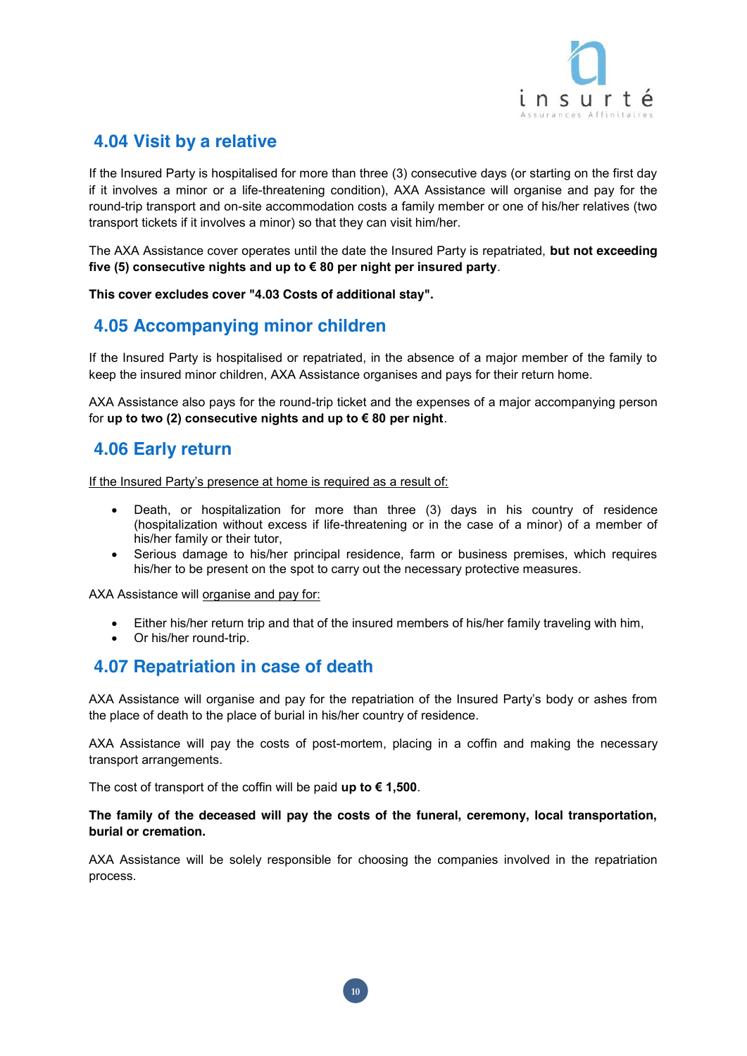## 4.04 Visit by a relative

If the Insured Party is hospitalised for more than three (3) consecutive days (or starting on the first day if it involves a minor or a life-threatening condition), AXA Assistance will organise and pay for the round-trip transport and on-site accommodation costs a family member or one of his/her relatives (two transport tickets if it involves a minor) so that they can visit him/her.

The AXA Assistance cover operates until the date the Insured Party is repatriated, **but not exceeding five (5) consecutive nights and up to € 80 per night per insured party**.

**This cover excludes cover "4.03 Costs of additional stay".**

## 4.05 Accompanying minor children

If the Insured Party is hospitalised or repatriated, in the absence of a major member of the family to keep the insured minor children, AXA Assistance organises and pays for their return home.

AXA Assistance also pays for the round-trip ticket and the expenses of a major accompanying person for **up to two (2) consecutive nights and up to € 80 per night**.

## 4.06 Early return

<u>If the Insured Party's presence at home is required as a result of:</u>

- Death, or hospitalization for more than three (3) days in his country of residence (hospitalization without excess if life-threatening or in the case of a minor) of a member of his/her family or their tutor,
- Serious damage to his/her principal residence, farm or business premises, which requires his/her to be present on the spot to carry out the necessary protective measures.

AXA Assistance will <u>organise and pay for:</u>

- Either his/her return trip and that of the insured members of his/her family traveling with him,
- Or his/her round-trip.

## 4.07 Repatriation in case of death

AXA Assistance will organise and pay for the repatriation of the Insured Party's body or ashes from the place of death to the place of burial in his/her country of residence.

AXA Assistance will pay the costs of post-mortem, placing in a coffin and making the necessary transport arrangements.

The cost of transport of the coffin will be paid **up to € 1,500**.

**The family of the deceased will pay the costs of the funeral, ceremony, local transportation, burial or cremation.**

AXA Assistance will be solely responsible for choosing the companies involved in the repatriation process.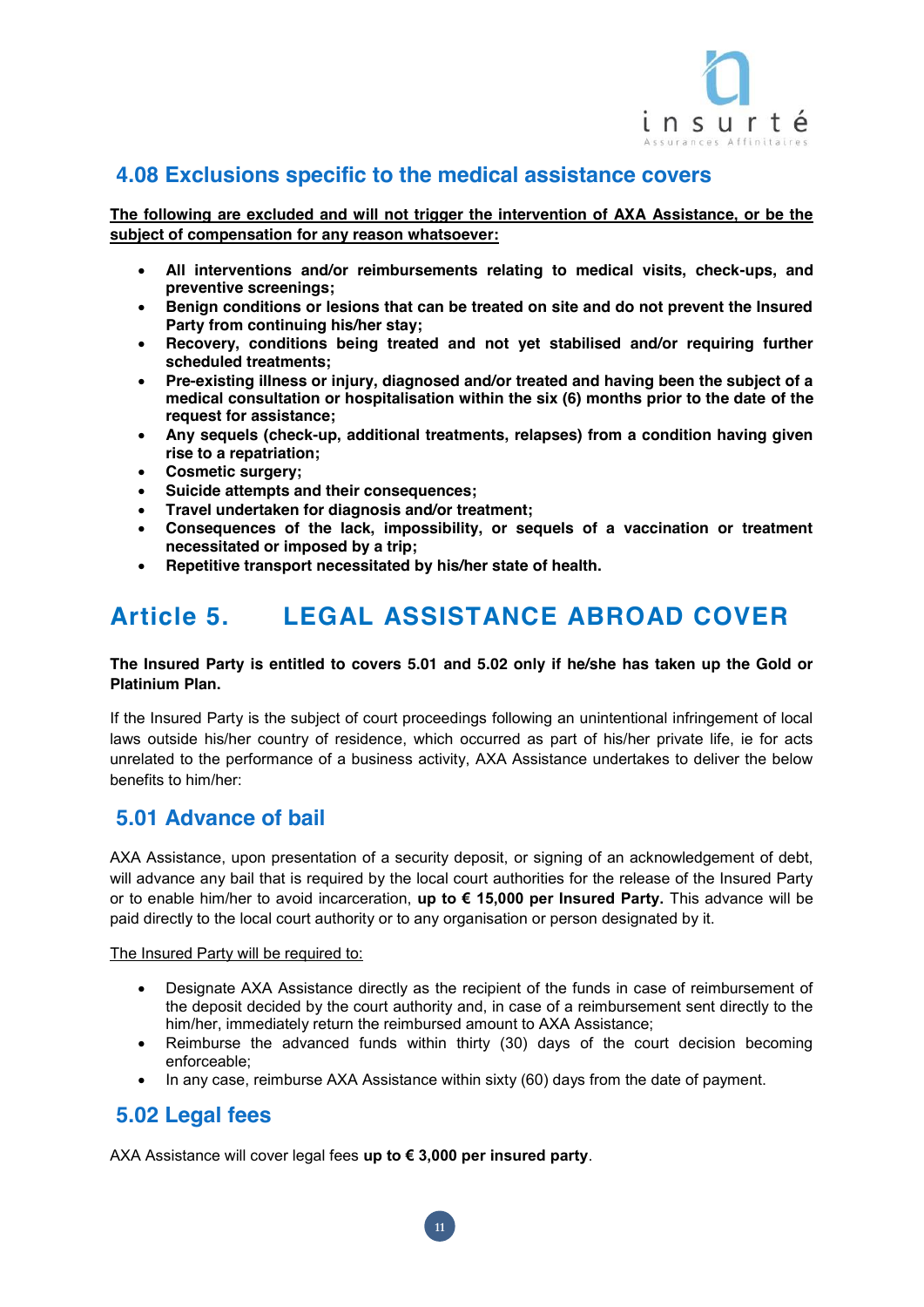## 4.08 Exclusions specific to the medical assistance covers

**The following are excluded and will not trigger the intervention of AXA Assistance, or be the subject of compensation for any reason whatsoever:**

- **All interventions and/or reimbursements relating to medical visits, check-ups, and preventive screenings;**
- **Benign conditions or lesions that can be treated on site and do not prevent the Insured Party from continuing his/her stay;**
- **Recovery, conditions being treated and not yet stabilised and/or requiring further scheduled treatments;**
- **Pre-existing illness or injury, diagnosed and/or treated and having been the subject of a medical consultation or hospitalisation within the six (6) months prior to the date of the request for assistance;**
- **Any sequels (check-up, additional treatments, relapses) from a condition having given rise to a repatriation;**
- **Cosmetic surgery;**
- **Suicide attempts and their consequences;**
- **Travel undertaken for diagnosis and/or treatment;**
- **Consequences of the lack, impossibility, or sequels of a vaccination or treatment necessitated or imposed by a trip;**
- **Repetitive transport necessitated by his/her state of health.**

# Article 5. LEGAL ASSISTANCE ABROAD COVER

**The Insured Party is entitled to covers 5.01 and 5.02 only if he/she has taken up the Gold or Platinium Plan.**

If the Insured Party is the subject of court proceedings following an unintentional infringement of local laws outside his/her country of residence, which occurred as part of his/her private life, ie for acts unrelated to the performance of a business activity, AXA Assistance undertakes to deliver the below benefits to him/her:

## 5.01 Advance of bail

AXA Assistance, upon presentation of a security deposit, or signing of an acknowledgement of debt, will advance any bail that is required by the local court authorities for the release of the Insured Party or to enable him/her to avoid incarceration, **up to € 15,000 per Insured Party.** This advance will be paid directly to the local court authority or to any organisation or person designated by it.

The Insured Party will be required to:

- Designate AXA Assistance directly as the recipient of the funds in case of reimbursement of the deposit decided by the court authority and, in case of a reimbursement sent directly to the him/her, immediately return the reimbursed amount to AXA Assistance;
- Reimburse the advanced funds within thirty (30) days of the court decision becoming enforceable;
- In any case, reimburse AXA Assistance within sixty (60) days from the date of payment.

## 5.02 Legal fees

AXA Assistance will cover legal fees **up to € 3,000 per insured party**.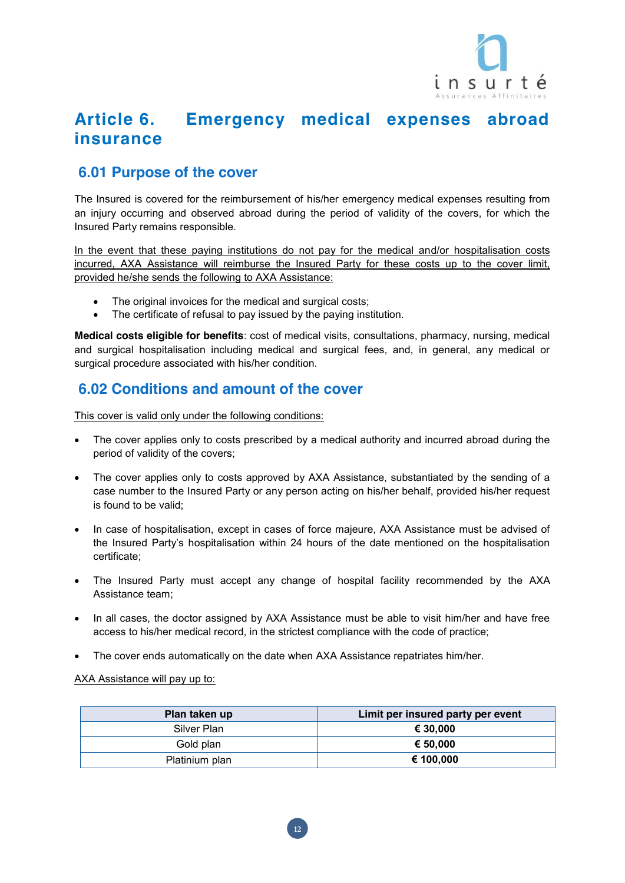# Article 6. Emergency medical expenses abroad insurance

## 6.01 Purpose of the cover

The Insured is covered for the reimbursement of his/her emergency medical expenses resulting from an injury occurring and observed abroad during the period of validity of the covers, for which the Insured Party remains responsible.

In the event that these paying institutions do not pay for the medical and/or hospitalisation costs incurred, AXA Assistance will reimburse the Insured Party for these costs up to the cover limit, provided he/she sends the following to AXA Assistance:

- The original invoices for the medical and surgical costs;
- The certificate of refusal to pay issued by the paying institution.

**Medical costs eligible for benefits**: cost of medical visits, consultations, pharmacy, nursing, medical and surgical hospitalisation including medical and surgical fees, and, in general, any medical or surgical procedure associated with his/her condition.

## 6.02 Conditions and amount of the cover

This cover is valid only under the following conditions:

- The cover applies only to costs prescribed by a medical authority and incurred abroad during the period of validity of the covers;
- The cover applies only to costs approved by AXA Assistance, substantiated by the sending of a case number to the Insured Party or any person acting on his/her behalf, provided his/her request is found to be valid;
- In case of hospitalisation, except in cases of force majeure, AXA Assistance must be advised of the Insured Party's hospitalisation within 24 hours of the date mentioned on the hospitalisation certificate;
- The Insured Party must accept any change of hospital facility recommended by the AXA Assistance team;
- In all cases, the doctor assigned by AXA Assistance must be able to visit him/her and have free access to his/her medical record, in the strictest compliance with the code of practice;
- The cover ends automatically on the date when AXA Assistance repatriates him/her.

AXA Assistance will pay up to:

| Plan taken up | Limit per insured party per event |
|---|---|
| Silver Plan | **€ 30,000** |
| Gold plan | **€ 50,000** |
| Platinium plan | **€ 100,000** |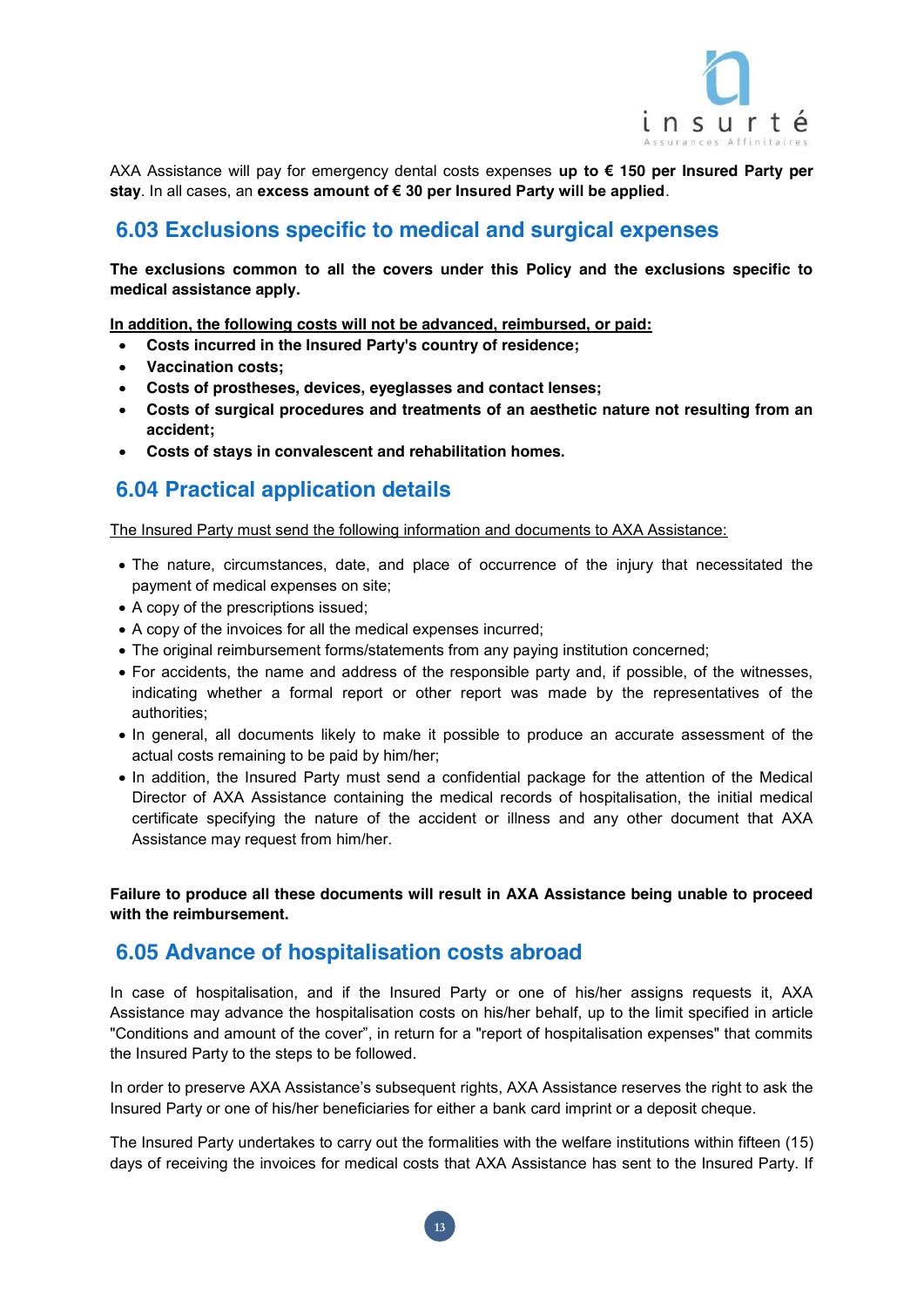AXA Assistance will pay for emergency dental costs expenses **up to € 150 per Insured Party per stay**. In all cases, an **excess amount of € 30 per Insured Party will be applied**.

## 6.03 Exclusions specific to medical and surgical expenses

**The exclusions common to all the covers under this Policy and the exclusions specific to medical assistance apply.**

**In addition, the following costs will not be advanced, reimbursed, or paid:**

- **Costs incurred in the Insured Party's country of residence;**
- **Vaccination costs;**
- **Costs of prostheses, devices, eyeglasses and contact lenses;**
- **Costs of surgical procedures and treatments of an aesthetic nature not resulting from an accident;**
- **Costs of stays in convalescent and rehabilitation homes.**

## 6.04 Practical application details

The Insured Party must send the following information and documents to AXA Assistance:

- The nature, circumstances, date, and place of occurrence of the injury that necessitated the payment of medical expenses on site;
- A copy of the prescriptions issued;
- A copy of the invoices for all the medical expenses incurred;
- The original reimbursement forms/statements from any paying institution concerned;
- For accidents, the name and address of the responsible party and, if possible, of the witnesses, indicating whether a formal report or other report was made by the representatives of the authorities;
- In general, all documents likely to make it possible to produce an accurate assessment of the actual costs remaining to be paid by him/her;
- In addition, the Insured Party must send a confidential package for the attention of the Medical Director of AXA Assistance containing the medical records of hospitalisation, the initial medical certificate specifying the nature of the accident or illness and any other document that AXA Assistance may request from him/her.

**Failure to produce all these documents will result in AXA Assistance being unable to proceed with the reimbursement.**

## 6.05 Advance of hospitalisation costs abroad

In case of hospitalisation, and if the Insured Party or one of his/her assigns requests it, AXA Assistance may advance the hospitalisation costs on his/her behalf, up to the limit specified in article "Conditions and amount of the cover", in return for a "report of hospitalisation expenses" that commits the Insured Party to the steps to be followed.

In order to preserve AXA Assistance's subsequent rights, AXA Assistance reserves the right to ask the Insured Party or one of his/her beneficiaries for either a bank card imprint or a deposit cheque.

The Insured Party undertakes to carry out the formalities with the welfare institutions within fifteen (15) days of receiving the invoices for medical costs that AXA Assistance has sent to the Insured Party. If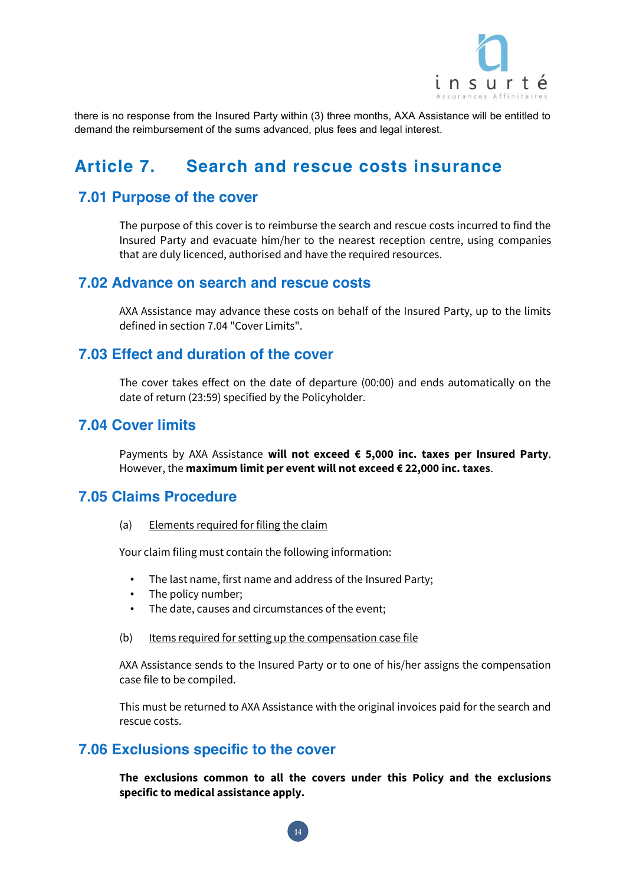there is no response from the Insured Party within (3) three months, AXA Assistance will be entitled to demand the reimbursement of the sums advanced, plus fees and legal interest.

# Article 7. Search and rescue costs insurance

## 7.01 Purpose of the cover

The purpose of this cover is to reimburse the search and rescue costs incurred to find the Insured Party and evacuate him/her to the nearest reception centre, using companies that are duly licenced, authorised and have the required resources.

## 7.02 Advance on search and rescue costs

AXA Assistance may advance these costs on behalf of the Insured Party, up to the limits defined in section 7.04 "Cover Limits".

## 7.03 Effect and duration of the cover

The cover takes effect on the date of departure (00:00) and ends automatically on the date of return (23:59) specified by the Policyholder.

## 7.04 Cover limits

Payments by AXA Assistance **will not exceed € 5,000 inc. taxes per Insured Party**. However, the **maximum limit per event will not exceed € 22,000 inc. taxes**.

## 7.05 Claims Procedure

(a) Elements required for filing the claim

Your claim filing must contain the following information:

- The last name, first name and address of the Insured Party;
- The policy number;
- The date, causes and circumstances of the event;

(b) Items required for setting up the compensation case file

AXA Assistance sends to the Insured Party or to one of his/her assigns the compensation case file to be compiled.

This must be returned to AXA Assistance with the original invoices paid for the search and rescue costs.

## 7.06 Exclusions specific to the cover

**The exclusions common to all the covers under this Policy and the exclusions specific to medical assistance apply.**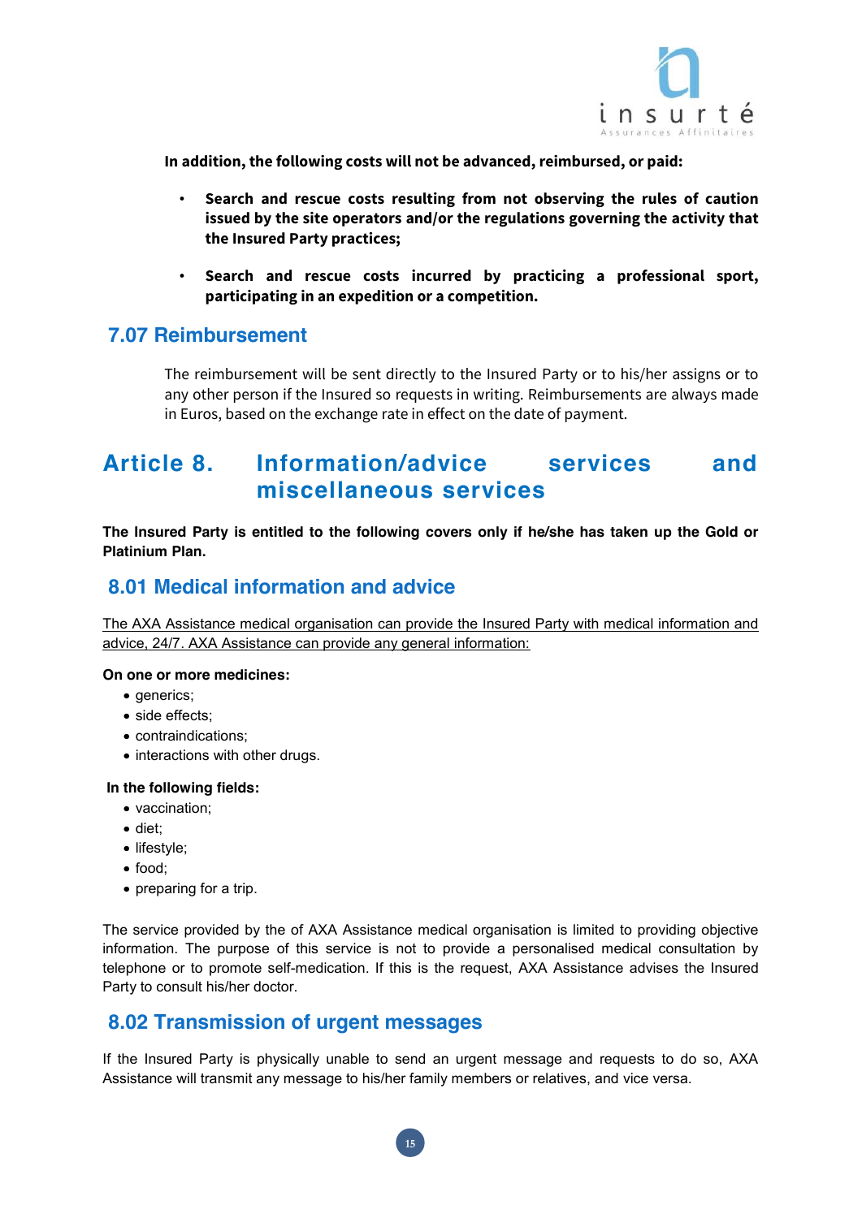**In addition, the following costs will not be advanced, reimbursed, or paid:**

- **Search and rescue costs resulting from not observing the rules of caution issued by the site operators and/or the regulations governing the activity that the Insured Party practices;**
- **Search and rescue costs incurred by practicing a professional sport, participating in an expedition or a competition.**

## 7.07 Reimbursement

The reimbursement will be sent directly to the Insured Party or to his/her assigns or to any other person if the Insured so requests in writing. Reimbursements are always made in Euros, based on the exchange rate in effect on the date of payment.

# Article 8. Information/advice services and miscellaneous services

**The Insured Party is entitled to the following covers only if he/she has taken up the Gold or Platinium Plan.**

## 8.01 Medical information and advice

The AXA Assistance medical organisation can provide the Insured Party with medical information and advice, 24/7. AXA Assistance can provide any general information:

**On one or more medicines:**

- generics;
- side effects;
- contraindications;
- interactions with other drugs.

**In the following fields:**

- vaccination;
- diet;
- lifestyle;
- food;
- preparing for a trip.

The service provided by the of AXA Assistance medical organisation is limited to providing objective information. The purpose of this service is not to provide a personalised medical consultation by telephone or to promote self-medication. If this is the request, AXA Assistance advises the Insured Party to consult his/her doctor.

## 8.02 Transmission of urgent messages

If the Insured Party is physically unable to send an urgent message and requests to do so, AXA Assistance will transmit any message to his/her family members or relatives, and vice versa.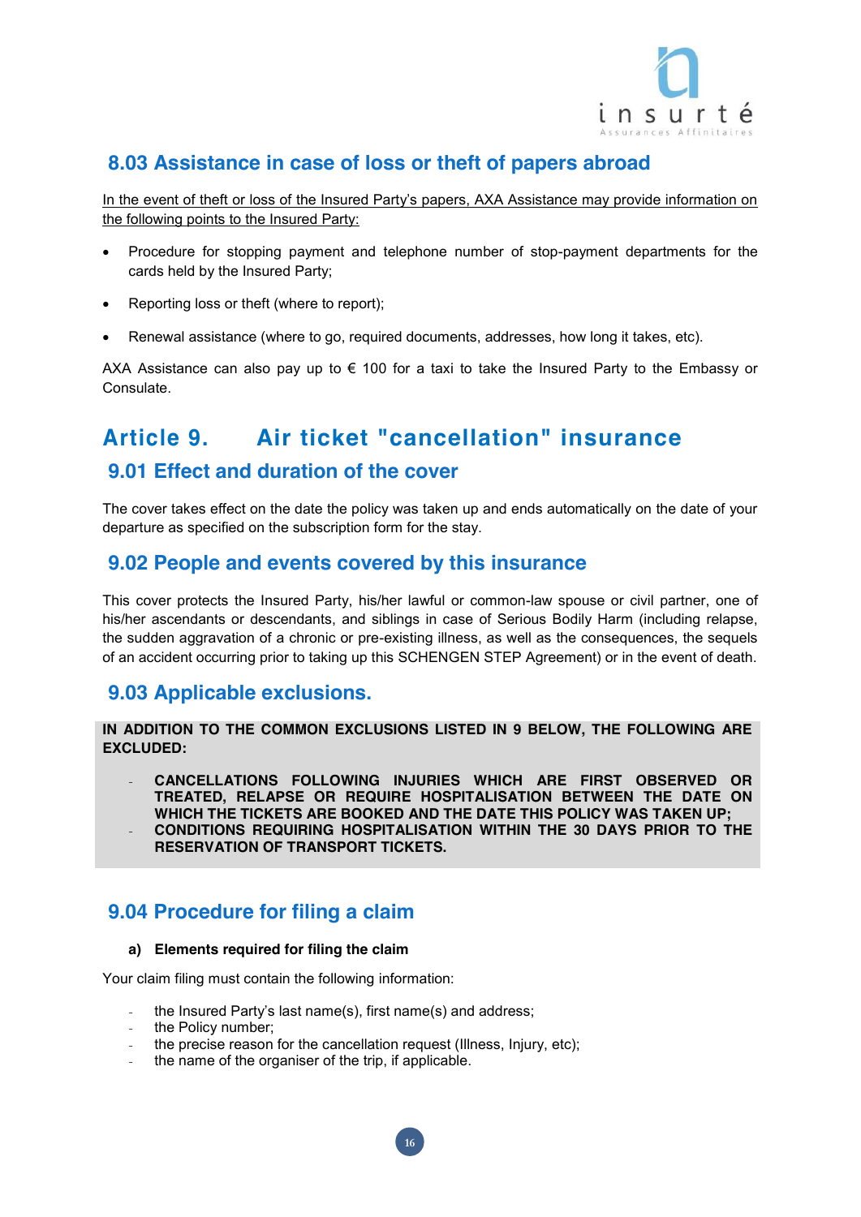### 8.03 Assistance in case of loss or theft of papers abroad

In the event of theft or loss of the Insured Party's papers, AXA Assistance may provide information on the following points to the Insured Party:

- Procedure for stopping payment and telephone number of stop-payment departments for the cards held by the Insured Party;
- Reporting loss or theft (where to report);
- Renewal assistance (where to go, required documents, addresses, how long it takes, etc).

AXA Assistance can also pay up to € 100 for a taxi to take the Insured Party to the Embassy or Consulate.

## Article 9. Air ticket "cancellation" insurance

### 9.01 Effect and duration of the cover

The cover takes effect on the date the policy was taken up and ends automatically on the date of your departure as specified on the subscription form for the stay.

### 9.02 People and events covered by this insurance

This cover protects the Insured Party, his/her lawful or common-law spouse or civil partner, one of his/her ascendants or descendants, and siblings in case of Serious Bodily Harm (including relapse, the sudden aggravation of a chronic or pre-existing illness, as well as the consequences, the sequels of an accident occurring prior to taking up this SCHENGEN STEP Agreement) or in the event of death.

### 9.03 Applicable exclusions.

**IN ADDITION TO THE COMMON EXCLUSIONS LISTED IN 9 BELOW, THE FOLLOWING ARE EXCLUDED:**

- **CANCELLATIONS FOLLOWING INJURIES WHICH ARE FIRST OBSERVED OR TREATED, RELAPSE OR REQUIRE HOSPITALISATION BETWEEN THE DATE ON WHICH THE TICKETS ARE BOOKED AND THE DATE THIS POLICY WAS TAKEN UP;**
- **CONDITIONS REQUIRING HOSPITALISATION WITHIN THE 30 DAYS PRIOR TO THE RESERVATION OF TRANSPORT TICKETS.**

### 9.04 Procedure for filing a claim

**a) Elements required for filing the claim**

Your claim filing must contain the following information:

- the Insured Party's last name(s), first name(s) and address;
- the Policy number;
- the precise reason for the cancellation request (Illness, Injury, etc);
- the name of the organiser of the trip, if applicable.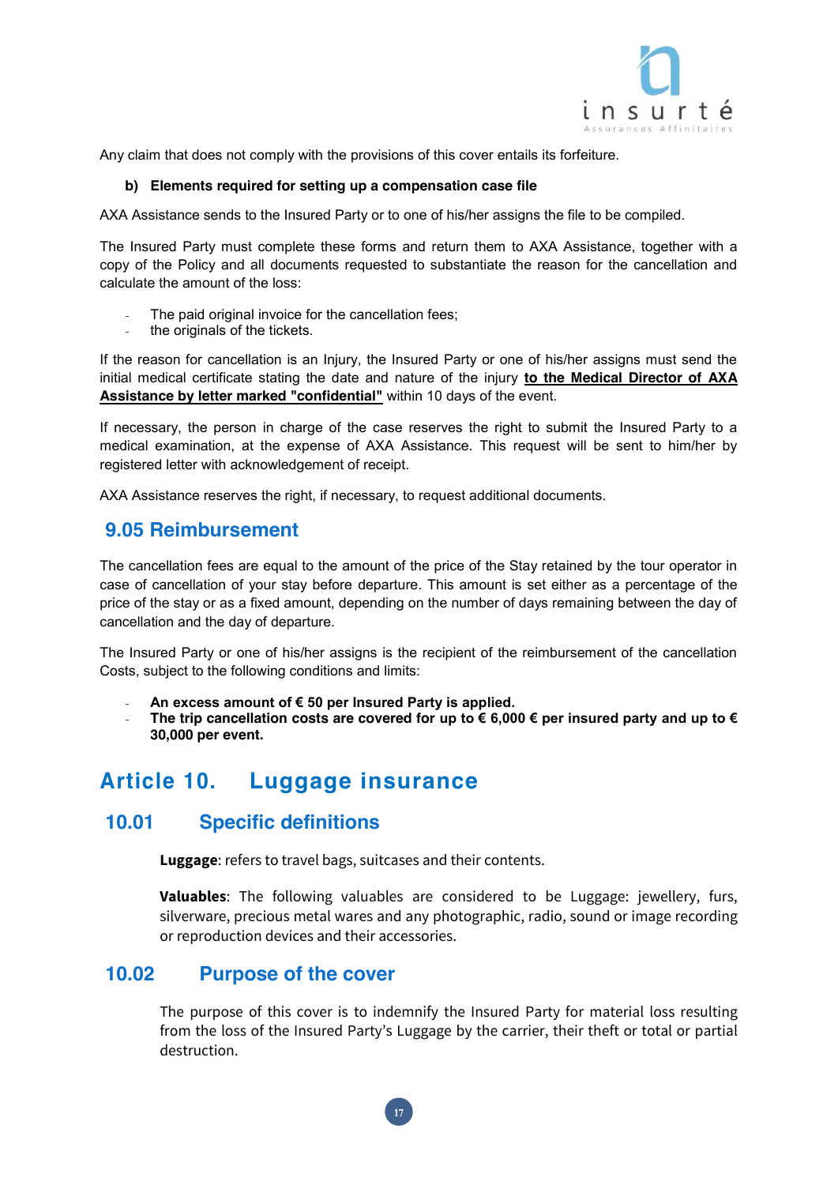Any claim that does not comply with the provisions of this cover entails its forfeiture.

**b) Elements required for setting up a compensation case file**

AXA Assistance sends to the Insured Party or to one of his/her assigns the file to be compiled.

The Insured Party must complete these forms and return them to AXA Assistance, together with a copy of the Policy and all documents requested to substantiate the reason for the cancellation and calculate the amount of the loss:

- The paid original invoice for the cancellation fees;
- the originals of the tickets.

If the reason for cancellation is an Injury, the Insured Party or one of his/her assigns must send the initial medical certificate stating the date and nature of the injury **to the Medical Director of AXA Assistance by letter marked "confidential"** within 10 days of the event.

If necessary, the person in charge of the case reserves the right to submit the Insured Party to a medical examination, at the expense of AXA Assistance. This request will be sent to him/her by registered letter with acknowledgement of receipt.

AXA Assistance reserves the right, if necessary, to request additional documents.

### 9.05 Reimbursement

The cancellation fees are equal to the amount of the price of the Stay retained by the tour operator in case of cancellation of your stay before departure. This amount is set either as a percentage of the price of the stay or as a fixed amount, depending on the number of days remaining between the day of cancellation and the day of departure.

The Insured Party or one of his/her assigns is the recipient of the reimbursement of the cancellation Costs, subject to the following conditions and limits:

- **An excess amount of € 50 per Insured Party is applied.**
- **The trip cancellation costs are covered for up to € 6,000 € per insured party and up to € 30,000 per event.**

## Article 10. Luggage insurance

### 10.01 Specific definitions

**Luggage**: refers to travel bags, suitcases and their contents.

**Valuables**: The following valuables are considered to be Luggage: jewellery, furs, silverware, precious metal wares and any photographic, radio, sound or image recording or reproduction devices and their accessories.

### 10.02 Purpose of the cover

The purpose of this cover is to indemnify the Insured Party for material loss resulting from the loss of the Insured Party's Luggage by the carrier, their theft or total or partial destruction.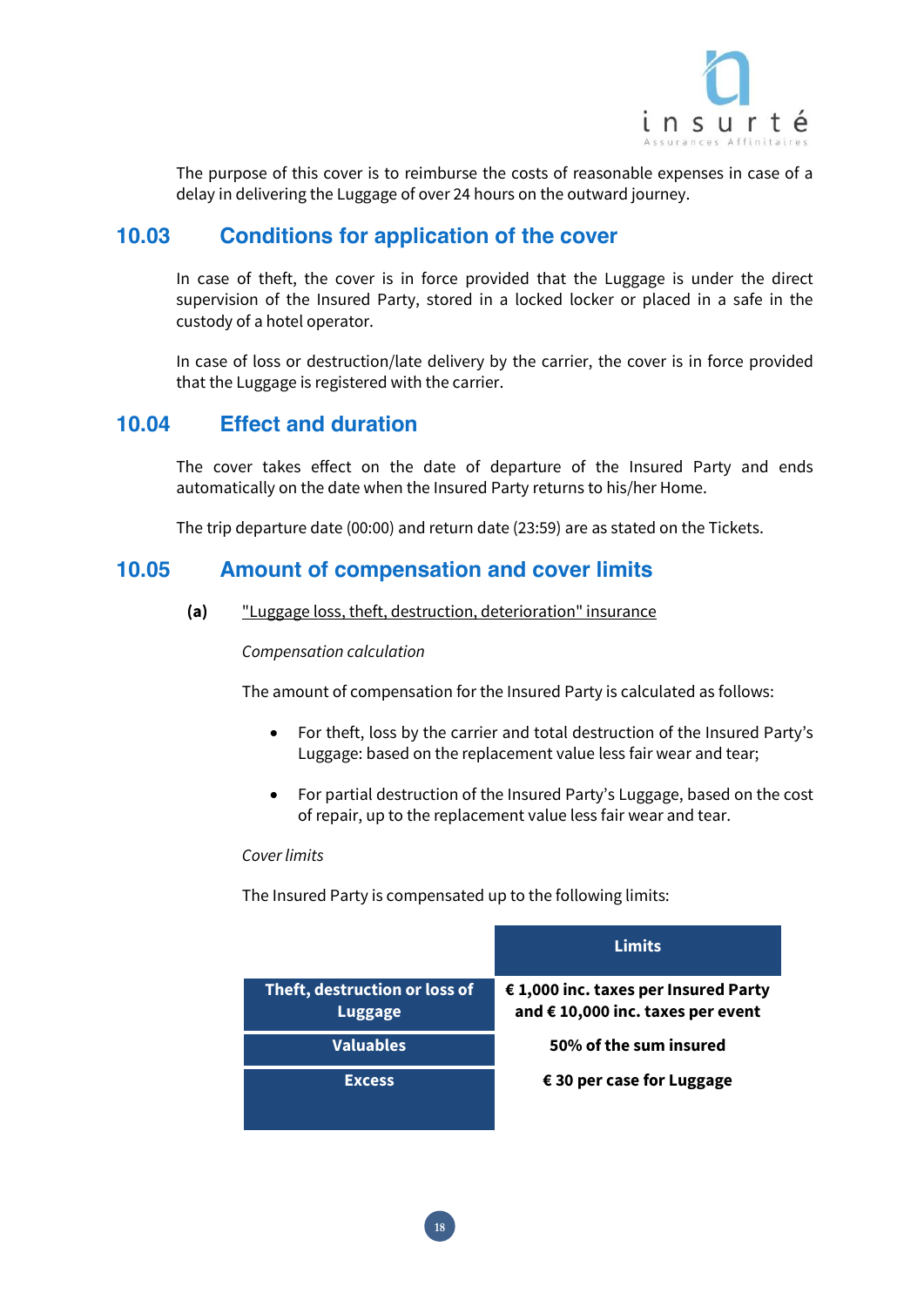The purpose of this cover is to reimburse the costs of reasonable expenses in case of a delay in delivering the Luggage of over 24 hours on the outward journey.

## 10.03 Conditions for application of the cover

In case of theft, the cover is in force provided that the Luggage is under the direct supervision of the Insured Party, stored in a locked locker or placed in a safe in the custody of a hotel operator.

In case of loss or destruction/late delivery by the carrier, the cover is in force provided that the Luggage is registered with the carrier.

## 10.04 Effect and duration

The cover takes effect on the date of departure of the Insured Party and ends automatically on the date when the Insured Party returns to his/her Home.

The trip departure date (00:00) and return date (23:59) are as stated on the Tickets.

## 10.05 Amount of compensation and cover limits

**(a)** "Luggage loss, theft, destruction, deterioration" insurance

*Compensation calculation*

The amount of compensation for the Insured Party is calculated as follows:

- For theft, loss by the carrier and total destruction of the Insured Party's Luggage: based on the replacement value less fair wear and tear;
- For partial destruction of the Insured Party's Luggage, based on the cost of repair, up to the replacement value less fair wear and tear.

*Cover limits*

The Insured Party is compensated up to the following limits:

| | **Limits** |
|---|---|
| **Theft, destruction or loss of Luggage** | **€ 1,000 inc. taxes per Insured Party and € 10,000 inc. taxes per event** |
| **Valuables** | **50% of the sum insured** |
| **Excess** | **€ 30 per case for Luggage** |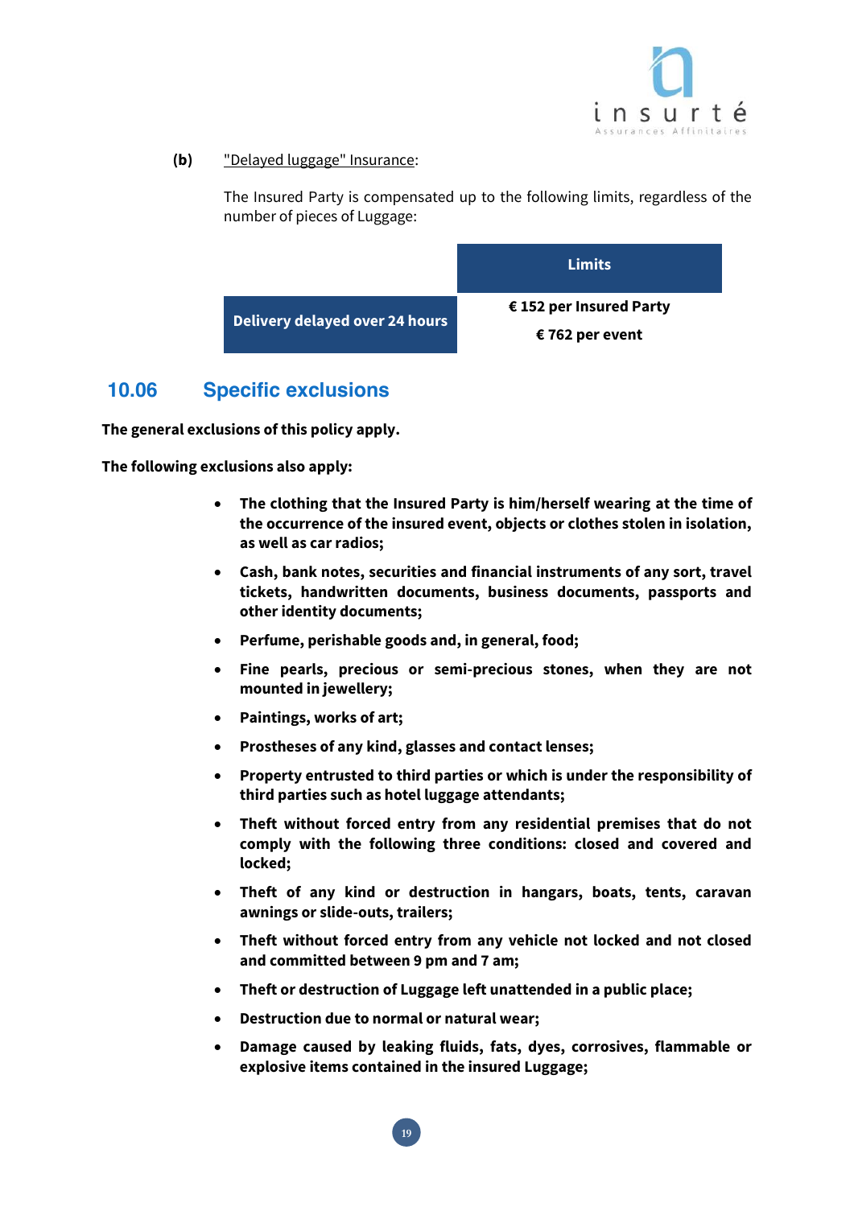**(b)** <u>"Delayed luggage" Insurance</u>:

The Insured Party is compensated up to the following limits, regardless of the number of pieces of Luggage:

| | Limits |
|---|---|
| **Delivery delayed over 24 hours** | **€ 152 per Insured Party**<br>**€ 762 per event** |

## 10.06 Specific exclusions

**The general exclusions of this policy apply.**

**The following exclusions also apply:**

- **The clothing that the Insured Party is him/herself wearing at the time of the occurrence of the insured event, objects or clothes stolen in isolation, as well as car radios;**
- **Cash, bank notes, securities and financial instruments of any sort, travel tickets, handwritten documents, business documents, passports and other identity documents;**
- **Perfume, perishable goods and, in general, food;**
- **Fine pearls, precious or semi-precious stones, when they are not mounted in jewellery;**
- **Paintings, works of art;**
- **Prostheses of any kind, glasses and contact lenses;**
- **Property entrusted to third parties or which is under the responsibility of third parties such as hotel luggage attendants;**
- **Theft without forced entry from any residential premises that do not comply with the following three conditions: closed and covered and locked;**
- **Theft of any kind or destruction in hangars, boats, tents, caravan awnings or slide-outs, trailers;**
- **Theft without forced entry from any vehicle not locked and not closed and committed between 9 pm and 7 am;**
- **Theft or destruction of Luggage left unattended in a public place;**
- **Destruction due to normal or natural wear;**
- **Damage caused by leaking fluids, fats, dyes, corrosives, flammable or explosive items contained in the insured Luggage;**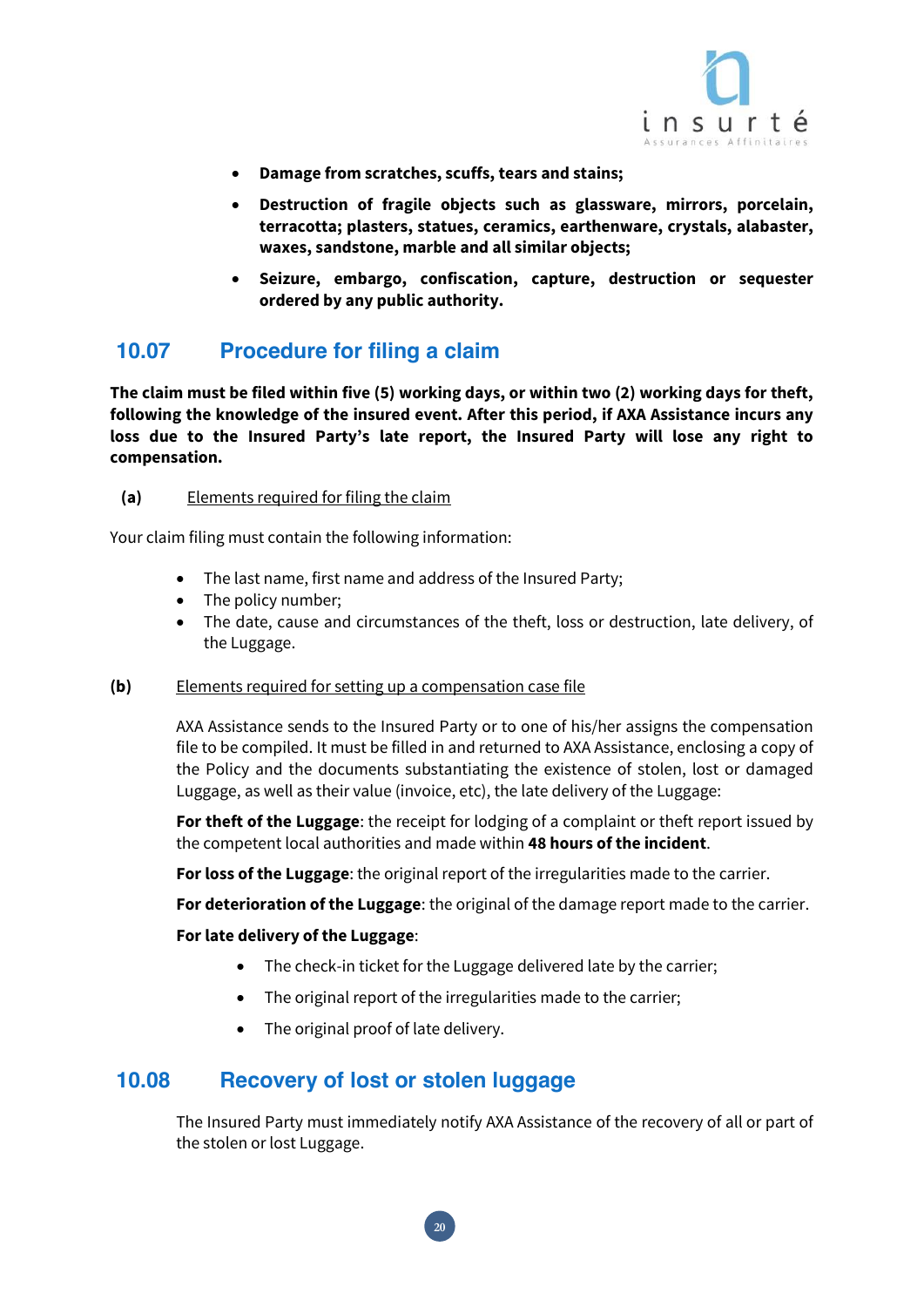- **Damage from scratches, scuffs, tears and stains;**
- **Destruction of fragile objects such as glassware, mirrors, porcelain, terracotta; plasters, statues, ceramics, earthenware, crystals, alabaster, waxes, sandstone, marble and all similar objects;**
- **Seizure, embargo, confiscation, capture, destruction or sequester ordered by any public authority.**

## 10.07 Procedure for filing a claim

**The claim must be filed within five (5) working days, or within two (2) working days for theft, following the knowledge of the insured event. After this period, if AXA Assistance incurs any loss due to the Insured Party's late report, the Insured Party will lose any right to compensation.**

**(a)** Elements required for filing the claim

Your claim filing must contain the following information:

- The last name, first name and address of the Insured Party;
- The policy number;
- The date, cause and circumstances of the theft, loss or destruction, late delivery, of the Luggage.

**(b)** Elements required for setting up a compensation case file

AXA Assistance sends to the Insured Party or to one of his/her assigns the compensation file to be compiled. It must be filled in and returned to AXA Assistance, enclosing a copy of the Policy and the documents substantiating the existence of stolen, lost or damaged Luggage, as well as their value (invoice, etc), the late delivery of the Luggage:

**For theft of the Luggage**: the receipt for lodging of a complaint or theft report issued by the competent local authorities and made within **48 hours of the incident**.

**For loss of the Luggage**: the original report of the irregularities made to the carrier.

**For deterioration of the Luggage**: the original of the damage report made to the carrier.

**For late delivery of the Luggage**:

- The check-in ticket for the Luggage delivered late by the carrier;
- The original report of the irregularities made to the carrier;
- The original proof of late delivery.

## 10.08 Recovery of lost or stolen luggage

The Insured Party must immediately notify AXA Assistance of the recovery of all or part of the stolen or lost Luggage.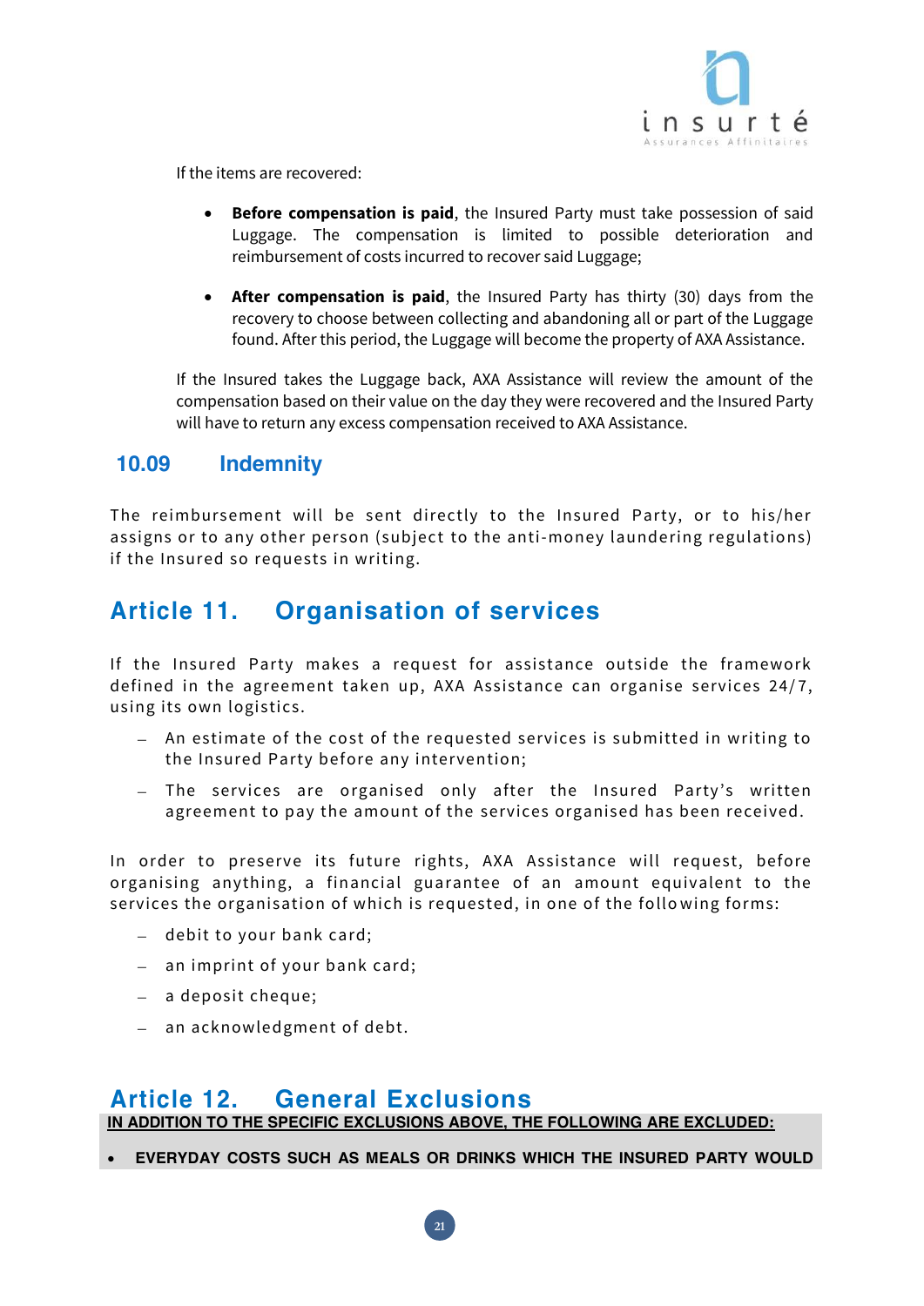If the items are recovered:

- **Before compensation is paid**, the Insured Party must take possession of said Luggage. The compensation is limited to possible deterioration and reimbursement of costs incurred to recover said Luggage;

- **After compensation is paid**, the Insured Party has thirty (30) days from the recovery to choose between collecting and abandoning all or part of the Luggage found. After this period, the Luggage will become the property of AXA Assistance.

If the Insured takes the Luggage back, AXA Assistance will review the amount of the compensation based on their value on the day they were recovered and the Insured Party will have to return any excess compensation received to AXA Assistance.

### 10.09 Indemnity

The reimbursement will be sent directly to the Insured Party, or to his/her assigns or to any other person (subject to the anti-money laundering regulations) if the Insured so requests in writing.

## Article 11. Organisation of services

If the Insured Party makes a request for assistance outside the framework defined in the agreement taken up, AXA Assistance can organise services 24/7, using its own logistics.

- An estimate of the cost of the requested services is submitted in writing to the Insured Party before any intervention;
- The services are organised only after the Insured Party's written agreement to pay the amount of the services organised has been received.

In order to preserve its future rights, AXA Assistance will request, before organising anything, a financial guarantee of an amount equivalent to the services the organisation of which is requested, in one of the following forms:

- debit to your bank card;
- an imprint of your bank card;
- a deposit cheque;
- an acknowledgment of debt.

## Article 12. General Exclusions

**IN ADDITION TO THE SPECIFIC EXCLUSIONS ABOVE, THE FOLLOWING ARE EXCLUDED:**

- **EVERYDAY COSTS SUCH AS MEALS OR DRINKS WHICH THE INSURED PARTY WOULD**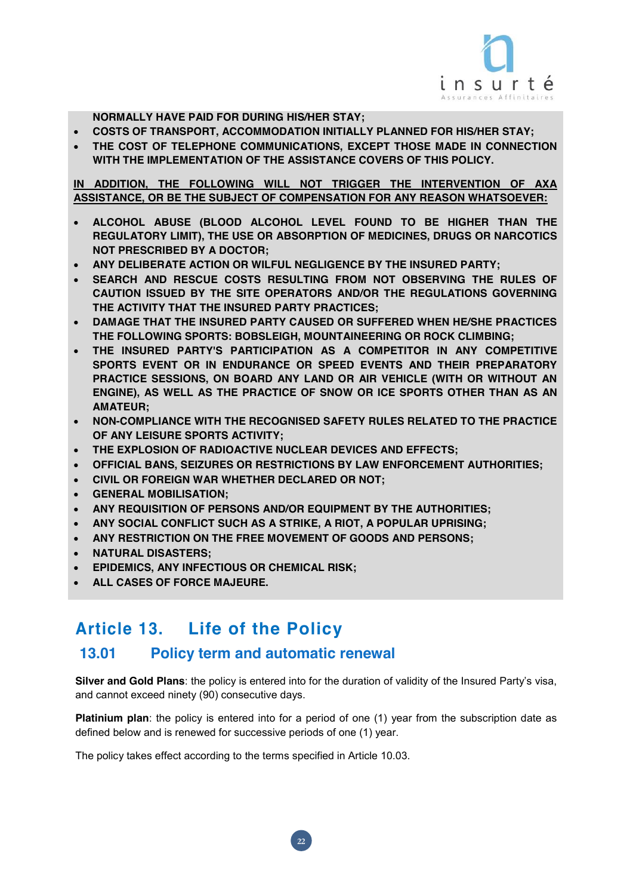**NORMALLY HAVE PAID FOR DURING HIS/HER STAY;**

- **COSTS OF TRANSPORT, ACCOMMODATION INITIALLY PLANNED FOR HIS/HER STAY;**
- **THE COST OF TELEPHONE COMMUNICATIONS, EXCEPT THOSE MADE IN CONNECTION WITH THE IMPLEMENTATION OF THE ASSISTANCE COVERS OF THIS POLICY.**

**<u>IN ADDITION, THE FOLLOWING WILL NOT TRIGGER THE INTERVENTION OF AXA ASSISTANCE, OR BE THE SUBJECT OF COMPENSATION FOR ANY REASON WHATSOEVER:</u>**

- **ALCOHOL ABUSE (BLOOD ALCOHOL LEVEL FOUND TO BE HIGHER THAN THE REGULATORY LIMIT), THE USE OR ABSORPTION OF MEDICINES, DRUGS OR NARCOTICS NOT PRESCRIBED BY A DOCTOR;**
- **ANY DELIBERATE ACTION OR WILFUL NEGLIGENCE BY THE INSURED PARTY;**
- **SEARCH AND RESCUE COSTS RESULTING FROM NOT OBSERVING THE RULES OF CAUTION ISSUED BY THE SITE OPERATORS AND/OR THE REGULATIONS GOVERNING THE ACTIVITY THAT THE INSURED PARTY PRACTICES;**
- **DAMAGE THAT THE INSURED PARTY CAUSED OR SUFFERED WHEN HE/SHE PRACTICES THE FOLLOWING SPORTS: BOBSLEIGH, MOUNTAINEERING OR ROCK CLIMBING;**
- **THE INSURED PARTY'S PARTICIPATION AS A COMPETITOR IN ANY COMPETITIVE SPORTS EVENT OR IN ENDURANCE OR SPEED EVENTS AND THEIR PREPARATORY PRACTICE SESSIONS, ON BOARD ANY LAND OR AIR VEHICLE (WITH OR WITHOUT AN ENGINE), AS WELL AS THE PRACTICE OF SNOW OR ICE SPORTS OTHER THAN AS AN AMATEUR;**
- **NON-COMPLIANCE WITH THE RECOGNISED SAFETY RULES RELATED TO THE PRACTICE OF ANY LEISURE SPORTS ACTIVITY;**
- **THE EXPLOSION OF RADIOACTIVE NUCLEAR DEVICES AND EFFECTS;**
- **OFFICIAL BANS, SEIZURES OR RESTRICTIONS BY LAW ENFORCEMENT AUTHORITIES;**
- **CIVIL OR FOREIGN WAR WHETHER DECLARED OR NOT;**
- **GENERAL MOBILISATION;**
- **ANY REQUISITION OF PERSONS AND/OR EQUIPMENT BY THE AUTHORITIES;**
- **ANY SOCIAL CONFLICT SUCH AS A STRIKE, A RIOT, A POPULAR UPRISING;**
- **ANY RESTRICTION ON THE FREE MOVEMENT OF GOODS AND PERSONS;**
- **NATURAL DISASTERS;**
- **EPIDEMICS, ANY INFECTIOUS OR CHEMICAL RISK;**
- **ALL CASES OF FORCE MAJEURE.**

# Article 13. Life of the Policy

## 13.01 Policy term and automatic renewal

**Silver and Gold Plans**: the policy is entered into for the duration of validity of the Insured Party's visa, and cannot exceed ninety (90) consecutive days.

**Platinium plan**: the policy is entered into for a period of one (1) year from the subscription date as defined below and is renewed for successive periods of one (1) year.

The policy takes effect according to the terms specified in Article 10.03.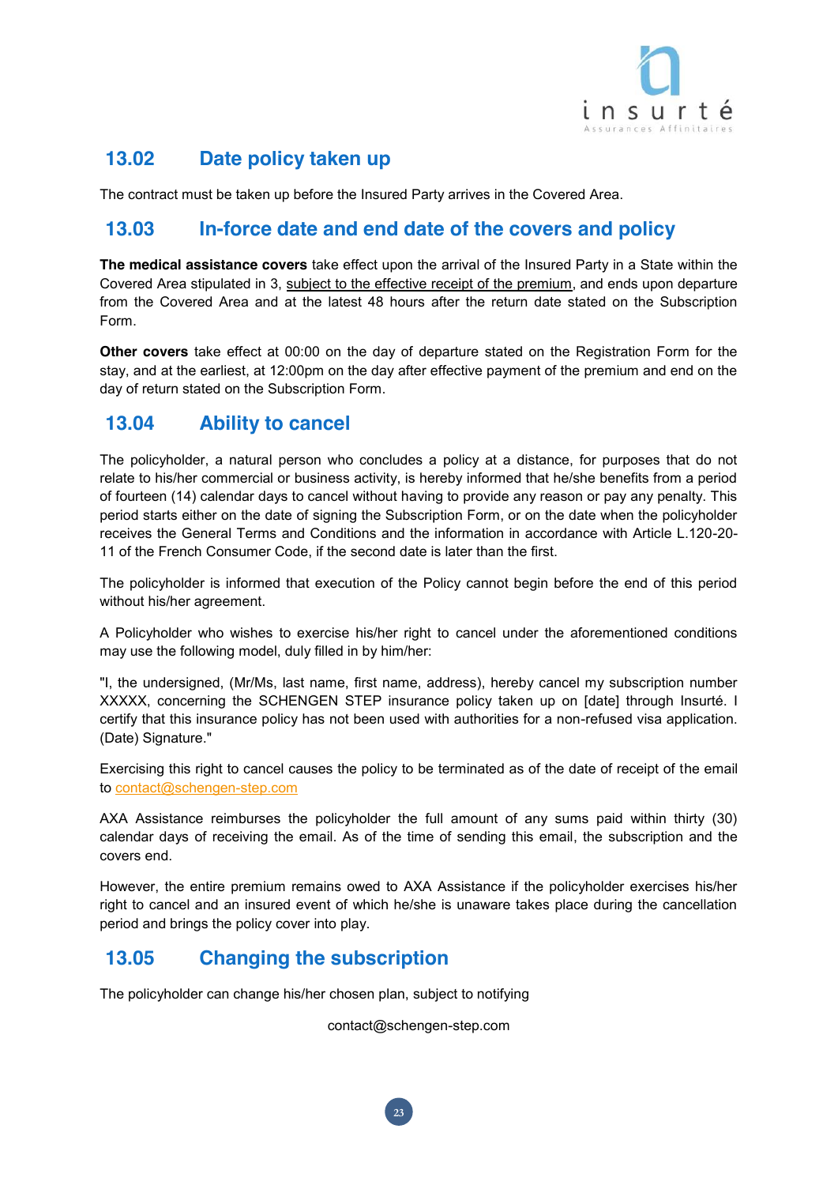## 13.02 Date policy taken up

The contract must be taken up before the Insured Party arrives in the Covered Area.

## 13.03 In-force date and end date of the covers and policy

**The medical assistance covers** take effect upon the arrival of the Insured Party in a State within the Covered Area stipulated in 3, subject to the effective receipt of the premium, and ends upon departure from the Covered Area and at the latest 48 hours after the return date stated on the Subscription Form.

**Other covers** take effect at 00:00 on the day of departure stated on the Registration Form for the stay, and at the earliest, at 12:00pm on the day after effective payment of the premium and end on the day of return stated on the Subscription Form.

## 13.04 Ability to cancel

The policyholder, a natural person who concludes a policy at a distance, for purposes that do not relate to his/her commercial or business activity, is hereby informed that he/she benefits from a period of fourteen (14) calendar days to cancel without having to provide any reason or pay any penalty. This period starts either on the date of signing the Subscription Form, or on the date when the policyholder receives the General Terms and Conditions and the information in accordance with Article L.120-20-11 of the French Consumer Code, if the second date is later than the first.

The policyholder is informed that execution of the Policy cannot begin before the end of this period without his/her agreement.

A Policyholder who wishes to exercise his/her right to cancel under the aforementioned conditions may use the following model, duly filled in by him/her:

"I, the undersigned, (Mr/Ms, last name, first name, address), hereby cancel my subscription number XXXXX, concerning the SCHENGEN STEP insurance policy taken up on [date] through Insurté. I certify that this insurance policy has not been used with authorities for a non-refused visa application. (Date) Signature."

Exercising this right to cancel causes the policy to be terminated as of the date of receipt of the email to contact@schengen-step.com

AXA Assistance reimburses the policyholder the full amount of any sums paid within thirty (30) calendar days of receiving the email. As of the time of sending this email, the subscription and the covers end.

However, the entire premium remains owed to AXA Assistance if the policyholder exercises his/her right to cancel and an insured event of which he/she is unaware takes place during the cancellation period and brings the policy cover into play.

## 13.05 Changing the subscription

The policyholder can change his/her chosen plan, subject to notifying

contact@schengen-step.com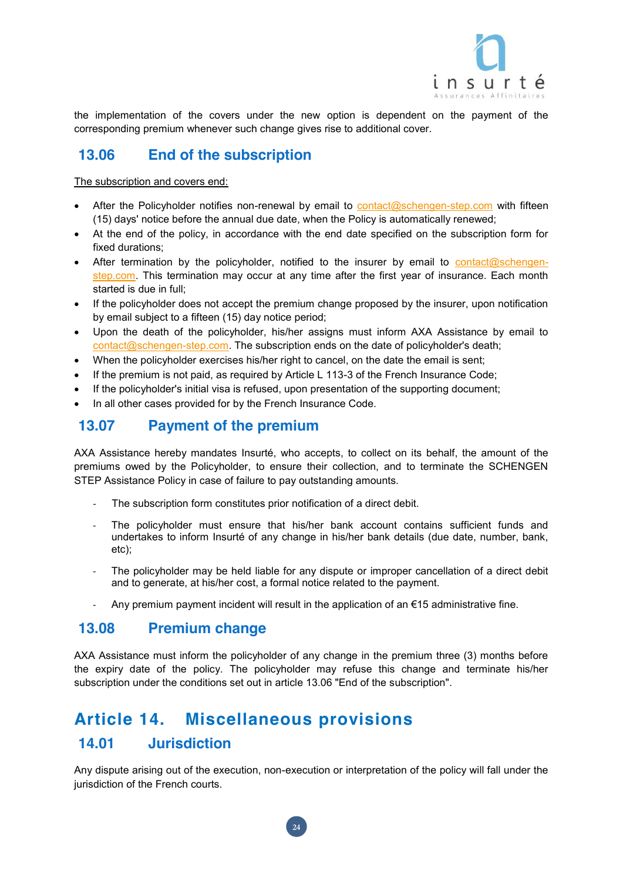the implementation of the covers under the new option is dependent on the payment of the corresponding premium whenever such change gives rise to additional cover.

### 13.06 End of the subscription

The subscription and covers end:

- After the Policyholder notifies non-renewal by email to contact@schengen-step.com with fifteen (15) days' notice before the annual due date, when the Policy is automatically renewed;
- At the end of the policy, in accordance with the end date specified on the subscription form for fixed durations;
- After termination by the policyholder, notified to the insurer by email to contact@schengen-step.com. This termination may occur at any time after the first year of insurance. Each month started is due in full;
- If the policyholder does not accept the premium change proposed by the insurer, upon notification by email subject to a fifteen (15) day notice period;
- Upon the death of the policyholder, his/her assigns must inform AXA Assistance by email to contact@schengen-step.com. The subscription ends on the date of policyholder's death;
- When the policyholder exercises his/her right to cancel, on the date the email is sent;
- If the premium is not paid, as required by Article L 113-3 of the French Insurance Code;
- If the policyholder's initial visa is refused, upon presentation of the supporting document;
- In all other cases provided for by the French Insurance Code.

### 13.07 Payment of the premium

AXA Assistance hereby mandates Insurté, who accepts, to collect on its behalf, the amount of the premiums owed by the Policyholder, to ensure their collection, and to terminate the SCHENGEN STEP Assistance Policy in case of failure to pay outstanding amounts.

- The subscription form constitutes prior notification of a direct debit.
- The policyholder must ensure that his/her bank account contains sufficient funds and undertakes to inform Insurté of any change in his/her bank details (due date, number, bank, etc);
- The policyholder may be held liable for any dispute or improper cancellation of a direct debit and to generate, at his/her cost, a formal notice related to the payment.
- Any premium payment incident will result in the application of an €15 administrative fine.

### 13.08 Premium change

AXA Assistance must inform the policyholder of any change in the premium three (3) months before the expiry date of the policy. The policyholder may refuse this change and terminate his/her subscription under the conditions set out in article 13.06 "End of the subscription".

## Article 14. Miscellaneous provisions

### 14.01 Jurisdiction

Any dispute arising out of the execution, non-execution or interpretation of the policy will fall under the jurisdiction of the French courts.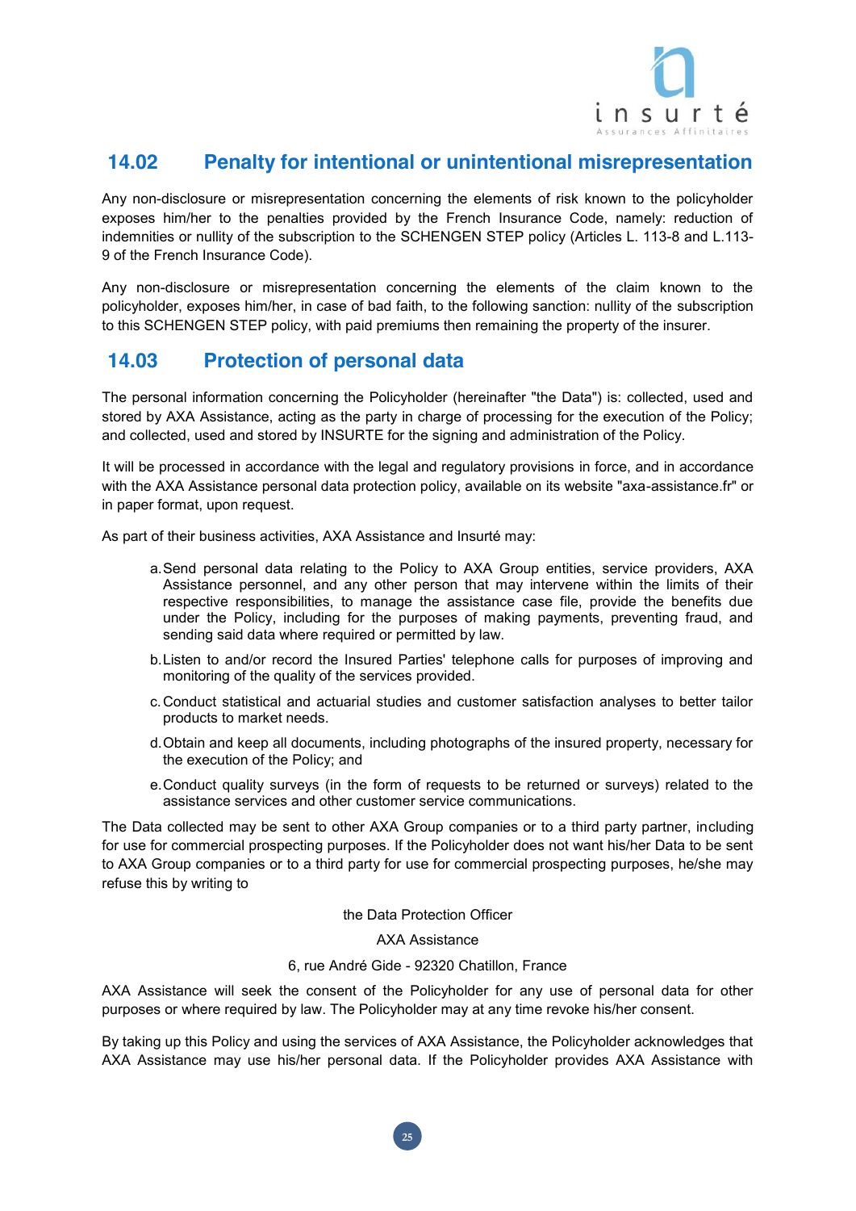## 14.02 Penalty for intentional or unintentional misrepresentation

Any non-disclosure or misrepresentation concerning the elements of risk known to the policyholder exposes him/her to the penalties provided by the French Insurance Code, namely: reduction of indemnities or nullity of the subscription to the SCHENGEN STEP policy (Articles L. 113-8 and L.113-9 of the French Insurance Code).

Any non-disclosure or misrepresentation concerning the elements of the claim known to the policyholder, exposes him/her, in case of bad faith, to the following sanction: nullity of the subscription to this SCHENGEN STEP policy, with paid premiums then remaining the property of the insurer.

## 14.03 Protection of personal data

The personal information concerning the Policyholder (hereinafter "the Data") is: collected, used and stored by AXA Assistance, acting as the party in charge of processing for the execution of the Policy; and collected, used and stored by INSURTE for the signing and administration of the Policy.

It will be processed in accordance with the legal and regulatory provisions in force, and in accordance with the AXA Assistance personal data protection policy, available on its website "axa-assistance.fr" or in paper format, upon request.

As part of their business activities, AXA Assistance and Insurté may:

a. Send personal data relating to the Policy to AXA Group entities, service providers, AXA Assistance personnel, and any other person that may intervene within the limits of their respective responsibilities, to manage the assistance case file, provide the benefits due under the Policy, including for the purposes of making payments, preventing fraud, and sending said data where required or permitted by law.

b. Listen to and/or record the Insured Parties' telephone calls for purposes of improving and monitoring of the quality of the services provided.

c. Conduct statistical and actuarial studies and customer satisfaction analyses to better tailor products to market needs.

d. Obtain and keep all documents, including photographs of the insured property, necessary for the execution of the Policy; and

e. Conduct quality surveys (in the form of requests to be returned or surveys) related to the assistance services and other customer service communications.

The Data collected may be sent to other AXA Group companies or to a third party partner, including for use for commercial prospecting purposes. If the Policyholder does not want his/her Data to be sent to AXA Group companies or to a third party for use for commercial prospecting purposes, he/she may refuse this by writing to

the Data Protection Officer

AXA Assistance

6, rue André Gide - 92320 Chatillon, France

AXA Assistance will seek the consent of the Policyholder for any use of personal data for other purposes or where required by law. The Policyholder may at any time revoke his/her consent.

By taking up this Policy and using the services of AXA Assistance, the Policyholder acknowledges that AXA Assistance may use his/her personal data. If the Policyholder provides AXA Assistance with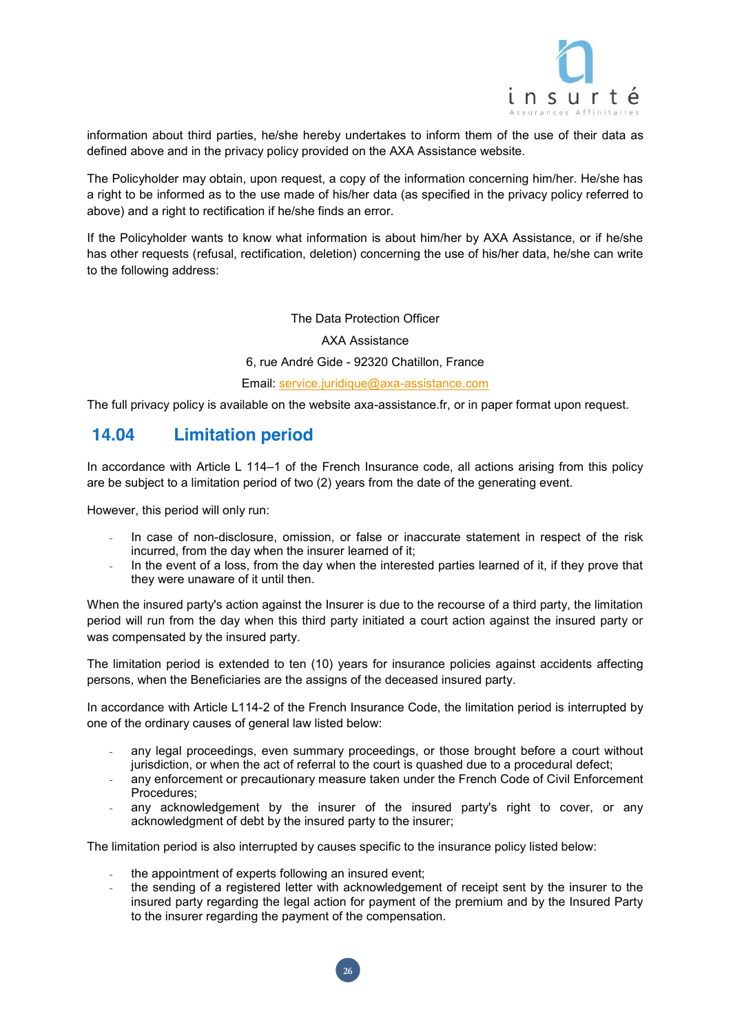information about third parties, he/she hereby undertakes to inform them of the use of their data as defined above and in the privacy policy provided on the AXA Assistance website.

The Policyholder may obtain, upon request, a copy of the information concerning him/her. He/she has a right to be informed as to the use made of his/her data (as specified in the privacy policy referred to above) and a right to rectification if he/she finds an error.

If the Policyholder wants to know what information is about him/her by AXA Assistance, or if he/she has other requests (refusal, rectification, deletion) concerning the use of his/her data, he/she can write to the following address:

The Data Protection Officer

AXA Assistance

6, rue André Gide - 92320 Chatillon, France

Email: service.juridique@axa-assistance.com

The full privacy policy is available on the website axa-assistance.fr, or in paper format upon request.

## 14.04 Limitation period

In accordance with Article L 114–1 of the French Insurance code, all actions arising from this policy are be subject to a limitation period of two (2) years from the date of the generating event.

However, this period will only run:

- In case of non-disclosure, omission, or false or inaccurate statement in respect of the risk incurred, from the day when the insurer learned of it;
- In the event of a loss, from the day when the interested parties learned of it, if they prove that they were unaware of it until then.

When the insured party's action against the Insurer is due to the recourse of a third party, the limitation period will run from the day when this third party initiated a court action against the insured party or was compensated by the insured party.

The limitation period is extended to ten (10) years for insurance policies against accidents affecting persons, when the Beneficiaries are the assigns of the deceased insured party.

In accordance with Article L114-2 of the French Insurance Code, the limitation period is interrupted by one of the ordinary causes of general law listed below:

- any legal proceedings, even summary proceedings, or those brought before a court without jurisdiction, or when the act of referral to the court is quashed due to a procedural defect;
- any enforcement or precautionary measure taken under the French Code of Civil Enforcement Procedures;
- any acknowledgement by the insurer of the insured party's right to cover, or any acknowledgment of debt by the insured party to the insurer;

The limitation period is also interrupted by causes specific to the insurance policy listed below:

- the appointment of experts following an insured event;
- the sending of a registered letter with acknowledgement of receipt sent by the insurer to the insured party regarding the legal action for payment of the premium and by the Insured Party to the insurer regarding the payment of the compensation.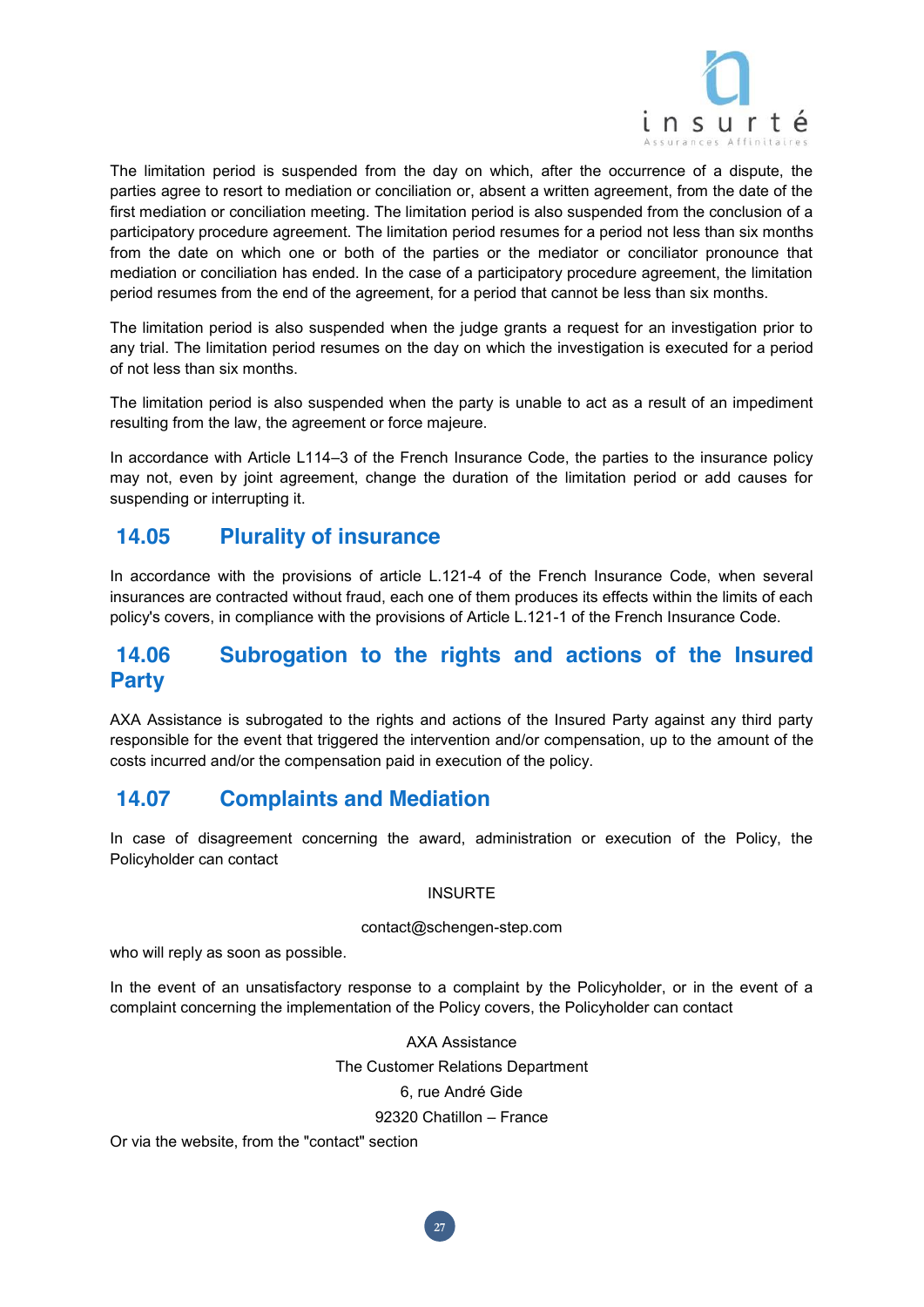The limitation period is suspended from the day on which, after the occurrence of a dispute, the parties agree to resort to mediation or conciliation or, absent a written agreement, from the date of the first mediation or conciliation meeting. The limitation period is also suspended from the conclusion of a participatory procedure agreement. The limitation period resumes for a period not less than six months from the date on which one or both of the parties or the mediator or conciliator pronounce that mediation or conciliation has ended. In the case of a participatory procedure agreement, the limitation period resumes from the end of the agreement, for a period that cannot be less than six months.

The limitation period is also suspended when the judge grants a request for an investigation prior to any trial. The limitation period resumes on the day on which the investigation is executed for a period of not less than six months.

The limitation period is also suspended when the party is unable to act as a result of an impediment resulting from the law, the agreement or force majeure.

In accordance with Article L114–3 of the French Insurance Code, the parties to the insurance policy may not, even by joint agreement, change the duration of the limitation period or add causes for suspending or interrupting it.

## 14.05 Plurality of insurance

In accordance with the provisions of article L.121-4 of the French Insurance Code, when several insurances are contracted without fraud, each one of them produces its effects within the limits of each policy's covers, in compliance with the provisions of Article L.121-1 of the French Insurance Code.

## 14.06 Subrogation to the rights and actions of the Insured Party

AXA Assistance is subrogated to the rights and actions of the Insured Party against any third party responsible for the event that triggered the intervention and/or compensation, up to the amount of the costs incurred and/or the compensation paid in execution of the policy.

## 14.07 Complaints and Mediation

In case of disagreement concerning the award, administration or execution of the Policy, the Policyholder can contact

INSURTE

contact@schengen-step.com

who will reply as soon as possible.

In the event of an unsatisfactory response to a complaint by the Policyholder, or in the event of a complaint concerning the implementation of the Policy covers, the Policyholder can contact

AXA Assistance
The Customer Relations Department
6, rue André Gide
92320 Chatillon – France

Or via the website, from the "contact" section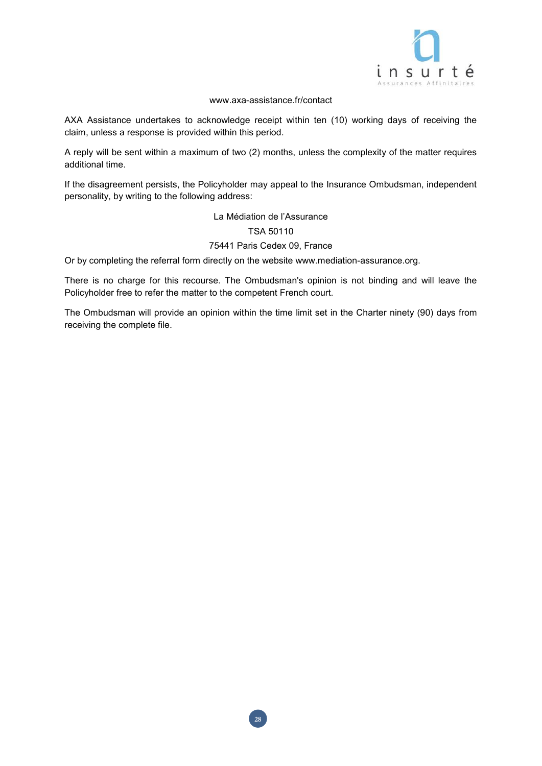www.axa-assistance.fr/contact

AXA Assistance undertakes to acknowledge receipt within ten (10) working days of receiving the claim, unless a response is provided within this period.

A reply will be sent within a maximum of two (2) months, unless the complexity of the matter requires additional time.

If the disagreement persists, the Policyholder may appeal to the Insurance Ombudsman, independent personality, by writing to the following address:

La Médiation de l'Assurance
TSA 50110
75441 Paris Cedex 09, France

Or by completing the referral form directly on the website www.mediation-assurance.org.

There is no charge for this recourse. The Ombudsman's opinion is not binding and will leave the Policyholder free to refer the matter to the competent French court.

The Ombudsman will provide an opinion within the time limit set in the Charter ninety (90) days from receiving the complete file.